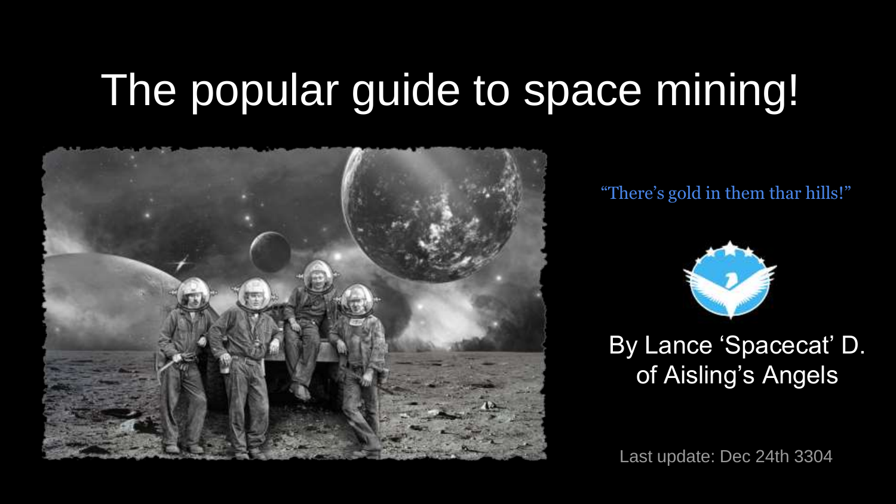# The popular guide to space mining!

"There's gold in them thar hills!"

By Lance 'Spacecat' D.
of Aisling's Angels

Last update: Dec 24th 3304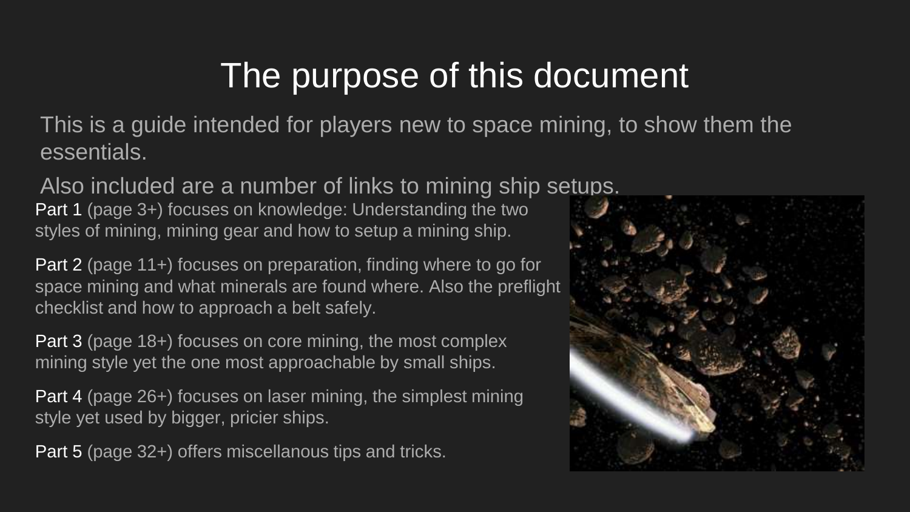# The purpose of this document

This is a guide intended for players new to space mining, to show them the essentials.

Also included are a number of links to mining ship setups.

Part 1 (page 3+) focuses on knowledge: Understanding the two styles of mining, mining gear and how to setup a mining ship.

Part 2 (page 11+) focuses on preparation, finding where to go for space mining and what minerals are found where. Also the preflight checklist and how to approach a belt safely.

Part 3 (page 18+) focuses on core mining, the most complex mining style yet the one most approachable by small ships.

Part 4 (page 26+) focuses on laser mining, the simplest mining style yet used by bigger, pricier ships.

Part 5 (page 32+) offers miscellanous tips and tricks.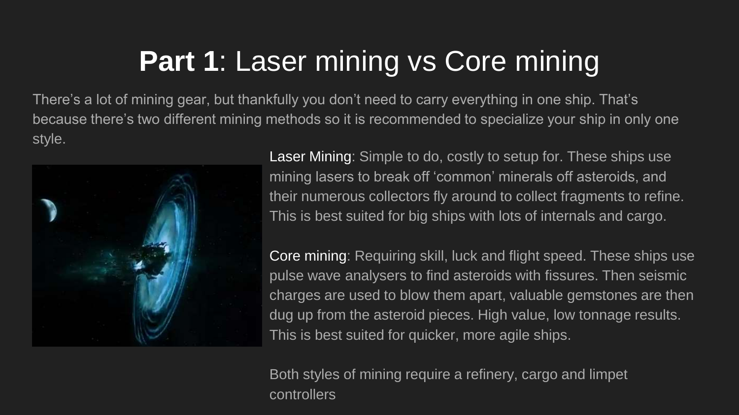# **Part 1**: Laser mining vs Core mining

There's a lot of mining gear, but thankfully you don't need to carry everything in one ship. That's because there's two different mining methods so it is recommended to specialize your ship in only one style.

Laser Mining: Simple to do, costly to setup for. These ships use mining lasers to break off 'common' minerals off asteroids, and their numerous collectors fly around to collect fragments to refine. This is best suited for big ships with lots of internals and cargo.

Core mining: Requiring skill, luck and flight speed. These ships use pulse wave analysers to find asteroids with fissures. Then seismic charges are used to blow them apart, valuable gemstones are then dug up from the asteroid pieces. High value, low tonnage results. This is best suited for quicker, more agile ships.

Both styles of mining require a refinery, cargo and limpet controllers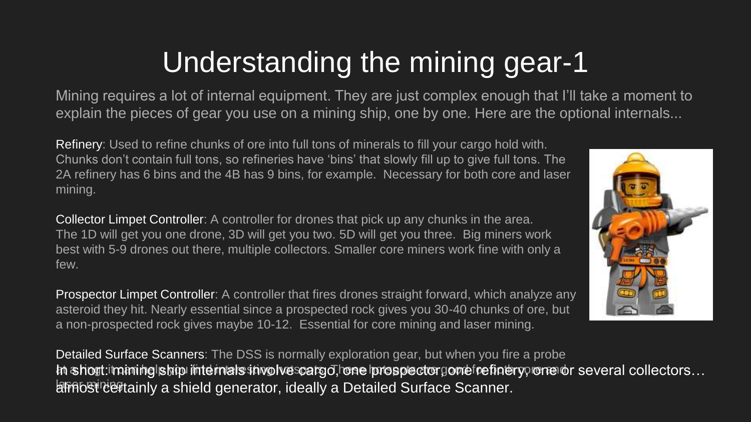# Understanding the mining gear-1

Mining requires a lot of internal equipment. They are just complex enough that I'll take a moment to explain the pieces of gear you use on a mining ship, one by one. Here are the optional internals...

**Refinery**: Used to refine chunks of ore into full tons of minerals to fill your cargo hold with. Chunks don't contain full tons, so refineries have 'bins' that slowly fill up to give full tons. The 2A refinery has 6 bins and the 4B has 9 bins, for example. Necessary for both core and laser mining.

**Collector Limpet Controller**: A controller for drones that pick up any chunks in the area. The 1D will get you one drone, 3D will get you two. 5D will get you three. Big miners work best with 5-9 drones out there, multiple collectors. Smaller core miners work fine with only a few.

**Prospector Limpet Controller**: A controller that fires drones straight forward, which analyze any asteroid they hit. Nearly essential since a prospected rock gives you 30-40 chunks of ore, but a non-prospected rock gives maybe 10-12. Essential for core mining and laser mining.

**Detailed Surface Scanners**: The DSS is normally exploration gear, but when you fire a probe at a ring, it can help you find interesting hotspots. These hotspots are good for both core and laser mining.

In short: mining ship internals involve cargo, one prospector, one refinery, one or several collectors… almost certainly a shield generator, ideally a Detailed Surface Scanner.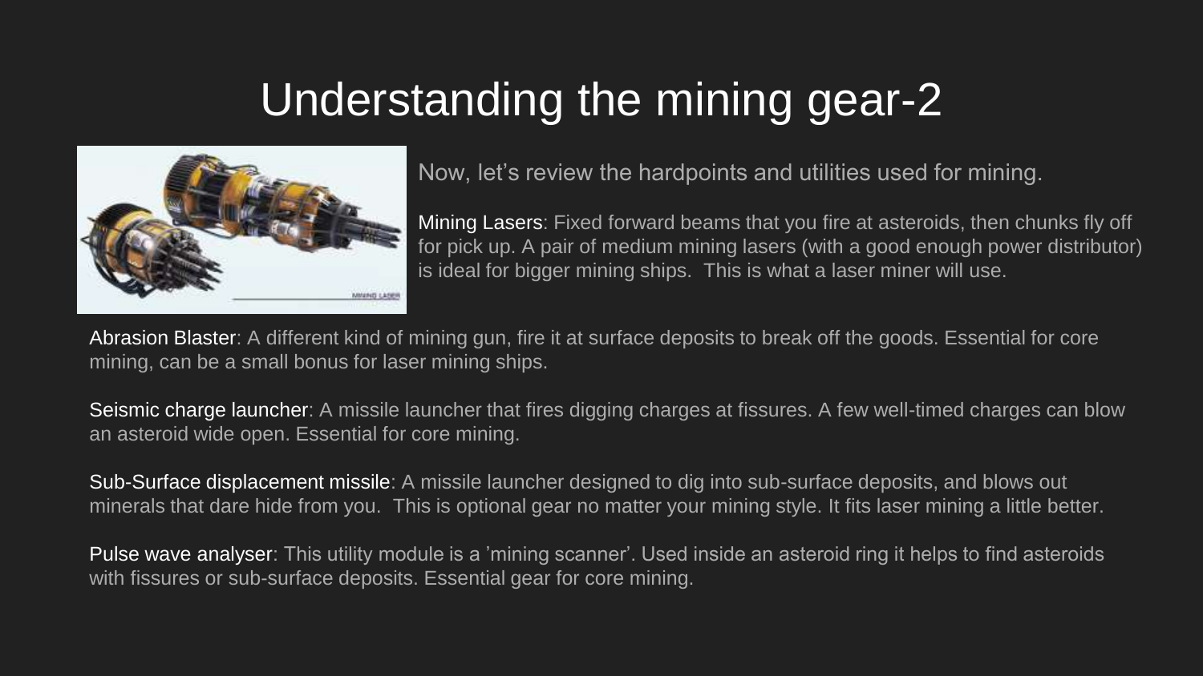# Understanding the mining gear-2

Now, let’s review the hardpoints and utilities used for mining.

**Mining Lasers**: Fixed forward beams that you fire at asteroids, then chunks fly off for pick up. A pair of medium mining lasers (with a good enough power distributor) is ideal for bigger mining ships. This is what a laser miner will use.

**Abrasion Blaster**: A different kind of mining gun, fire it at surface deposits to break off the goods. Essential for core mining, can be a small bonus for laser mining ships.

**Seismic charge launcher**: A missile launcher that fires digging charges at fissures. A few well-timed charges can blow an asteroid wide open. Essential for core mining.

**Sub-Surface displacement missile**: A missile launcher designed to dig into sub-surface deposits, and blows out minerals that dare hide from you. This is optional gear no matter your mining style. It fits laser mining a little better.

**Pulse wave analyser**: This utility module is a ’mining scanner’. Used inside an asteroid ring it helps to find asteroids with fissures or sub-surface deposits. Essential gear for core mining.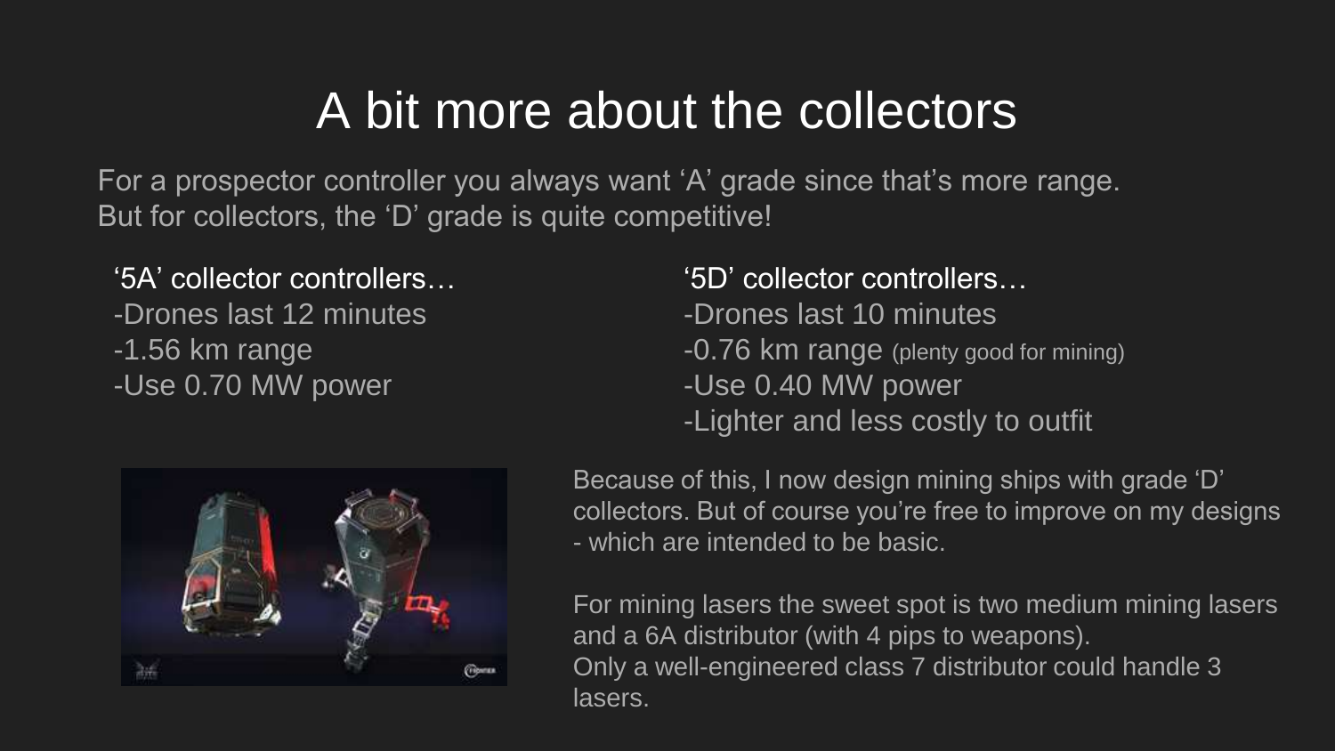# A bit more about the collectors

For a prospector controller you always want 'A' grade since that's more range. But for collectors, the 'D' grade is quite competitive!

'5A' collector controllers…

- Drones last 12 minutes
- 1.56 km range
- Use 0.70 MW power

'5D' collector controllers…

- Drones last 10 minutes
- 0.76 km range (plenty good for mining)
- Use 0.40 MW power
- Lighter and less costly to outfit

Because of this, I now design mining ships with grade 'D' collectors. But of course you're free to improve on my designs - which are intended to be basic.

For mining lasers the sweet spot is two medium mining lasers and a 6A distributor (with 4 pips to weapons). Only a well-engineered class 7 distributor could handle 3 lasers.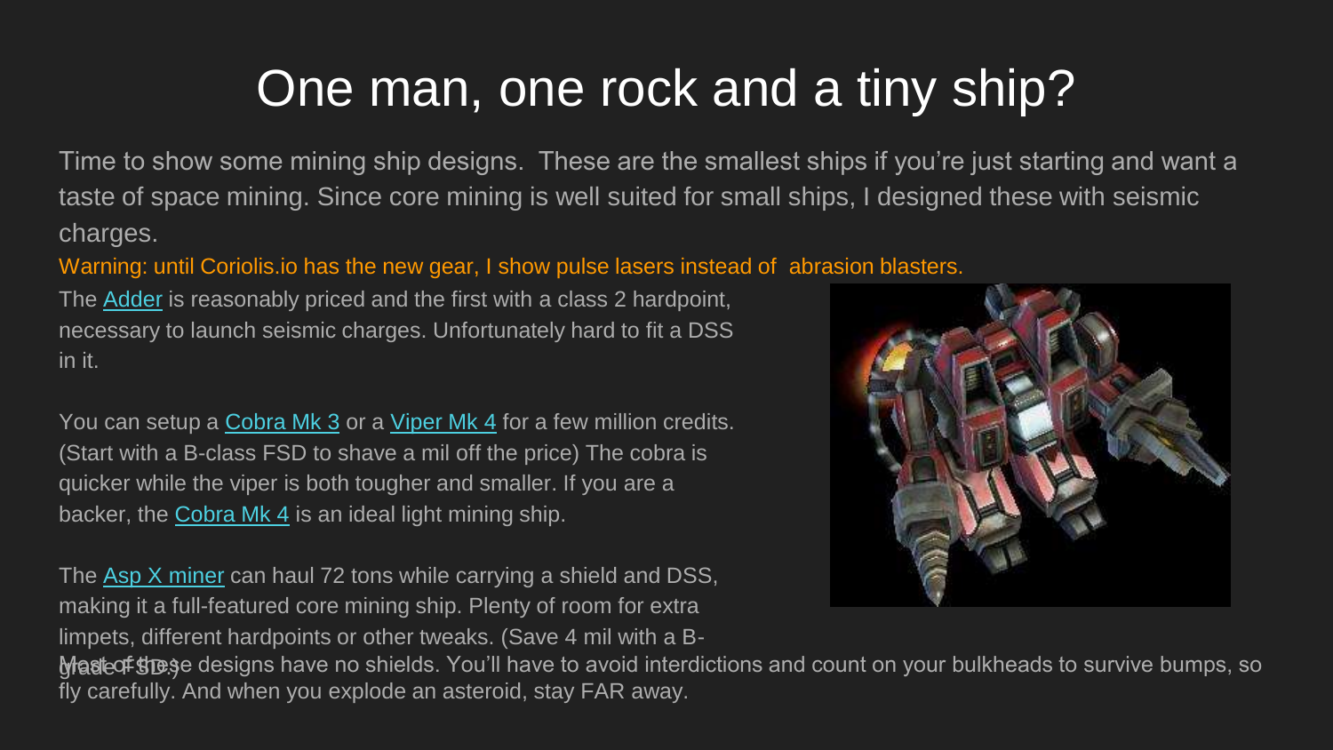# One man, one rock and a tiny ship?

Time to show some mining ship designs. These are the smallest ships if you're just starting and want a taste of space mining. Since core mining is well suited for small ships, I designed these with seismic charges.

Warning: until Coriolis.io has the new gear, I show pulse lasers instead of abrasion blasters.

The Adder is reasonably priced and the first with a class 2 hardpoint, necessary to launch seismic charges. Unfortunately hard to fit a DSS in it.

You can setup a Cobra Mk 3 or a Viper Mk 4 for a few million credits. (Start with a B-class FSD to shave a mil off the price) The cobra is quicker while the viper is both tougher and smaller. If you are a backer, the Cobra Mk 4 is an ideal light mining ship.

The Asp X miner can haul 72 tons while carrying a shield and DSS, making it a full-featured core mining ship. Plenty of room for extra limpets, different hardpoints or other tweaks. (Save 4 mil with a B-grade FSD.)

Most of these designs have no shields. You'll have to avoid interdictions and count on your bulkheads to survive bumps, so fly carefully. And when you explode an asteroid, stay FAR away.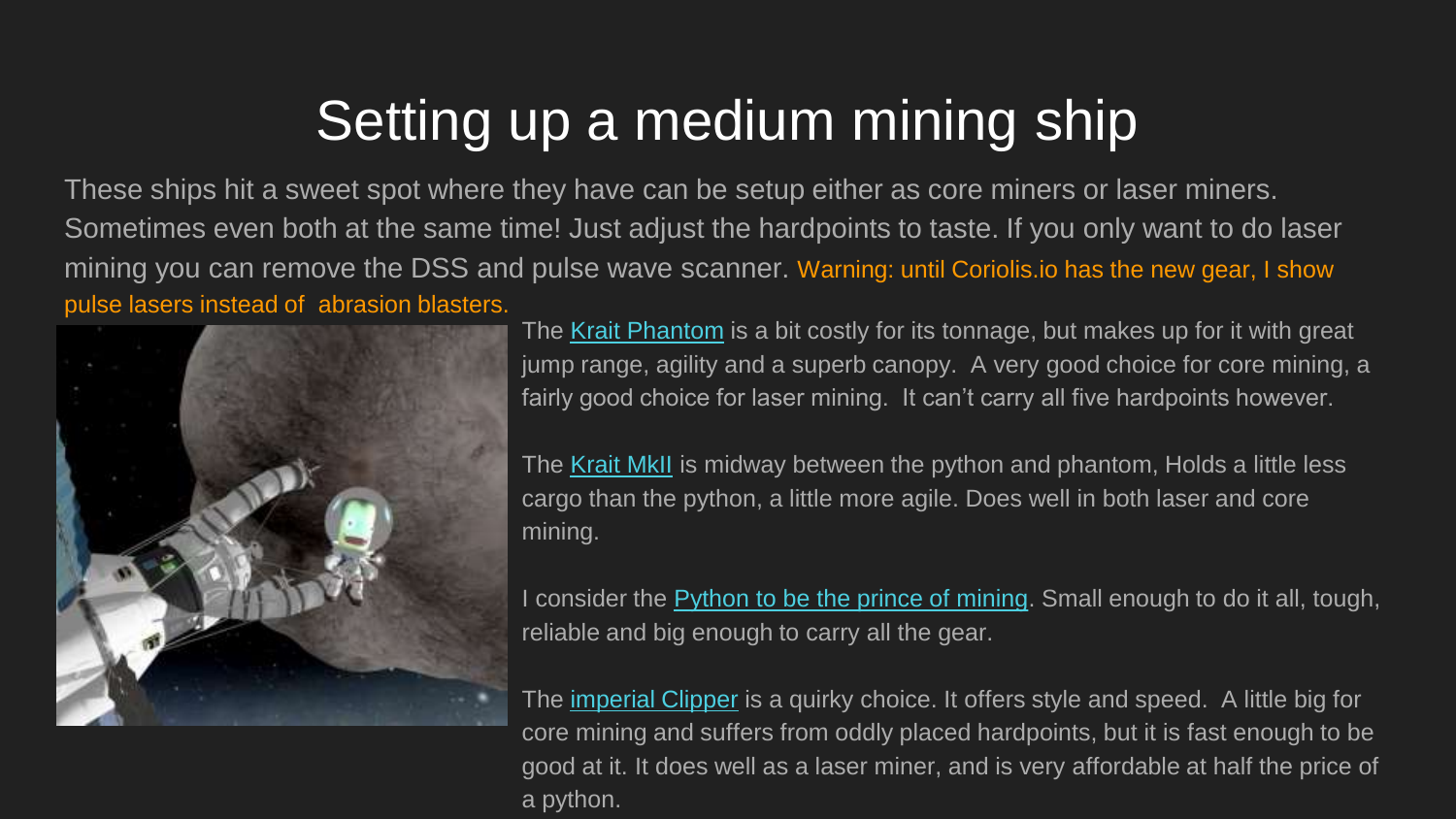# Setting up a medium mining ship

These ships hit a sweet spot where they have can be setup either as core miners or laser miners. Sometimes even both at the same time! Just adjust the hardpoints to taste. If you only want to do laser mining you can remove the DSS and pulse wave scanner. Warning: until Coriolis.io has the new gear, I show pulse lasers instead of abrasion blasters.

The Krait Phantom is a bit costly for its tonnage, but makes up for it with great jump range, agility and a superb canopy. A very good choice for core mining, a fairly good choice for laser mining. It can't carry all five hardpoints however.

The Krait MkII is midway between the python and phantom, Holds a little less cargo than the python, a little more agile. Does well in both laser and core mining.

I consider the Python to be the prince of mining. Small enough to do it all, tough, reliable and big enough to carry all the gear.

The imperial Clipper is a quirky choice. It offers style and speed. A little big for core mining and suffers from oddly placed hardpoints, but it is fast enough to be good at it. It does well as a laser miner, and is very affordable at half the price of a python.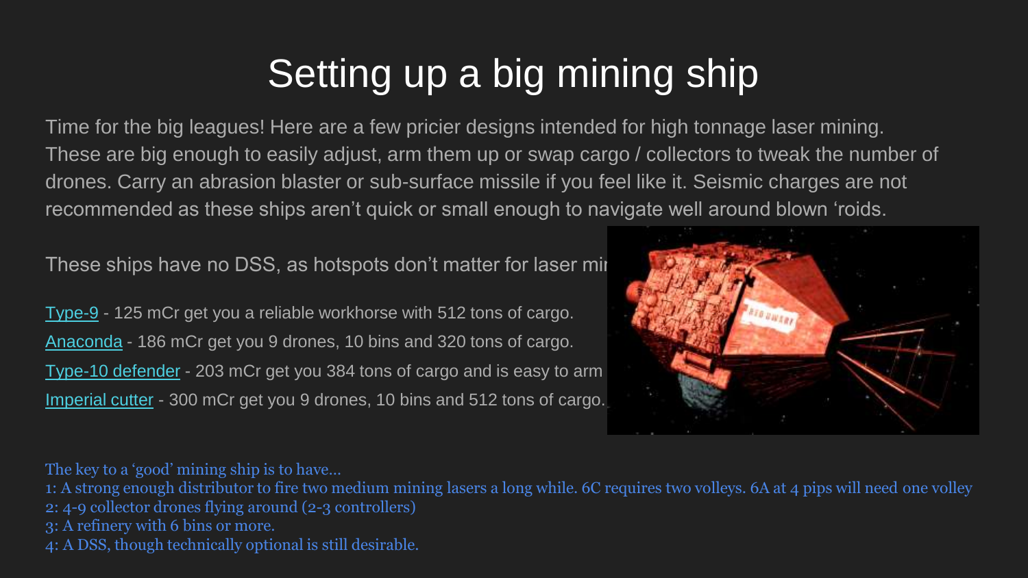# Setting up a big mining ship

Time for the big leagues! Here are a few pricier designs intended for high tonnage laser mining. These are big enough to easily adjust, arm them up or swap cargo / collectors to tweak the number of drones. Carry an abrasion blaster or sub-surface missile if you feel like it. Seismic charges are not recommended as these ships aren't quick or small enough to navigate well around blown 'roids.

These ships have no DSS, as hotspots don't matter for laser mi

Type-9 - 125 mCr get you a reliable workhorse with 512 tons of cargo.

Anaconda - 186 mCr get you 9 drones, 10 bins and 320 tons of cargo.

Type-10 defender - 203 mCr get you 384 tons of cargo and is easy to arm

Imperial cutter - 300 mCr get you 9 drones, 10 bins and 512 tons of cargo.

The key to a 'good' mining ship is to have...

1: A strong enough distributor to fire two medium mining lasers a long while. 6C requires two volleys. 6A at 4 pips will need one volley

2: 4-9 collector drones flying around (2-3 controllers)

3: A refinery with 6 bins or more.

4: A DSS, though technically optional is still desirable.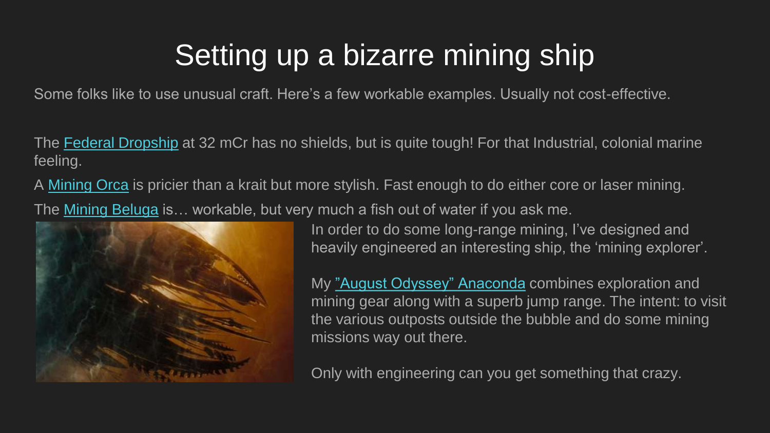# Setting up a bizarre mining ship

Some folks like to use unusual craft. Here's a few workable examples. Usually not cost-effective.

The Federal Dropship at 32 mCr has no shields, but is quite tough! For that Industrial, colonial marine feeling.

A Mining Orca is pricier than a krait but more stylish. Fast enough to do either core or laser mining.

The Mining Beluga is… workable, but very much a fish out of water if you ask me.

In order to do some long-range mining, I've designed and heavily engineered an interesting ship, the 'mining explorer'.

My "August Odyssey" Anaconda combines exploration and mining gear along with a superb jump range. The intent: to visit the various outposts outside the bubble and do some mining missions way out there.

Only with engineering can you get something that crazy.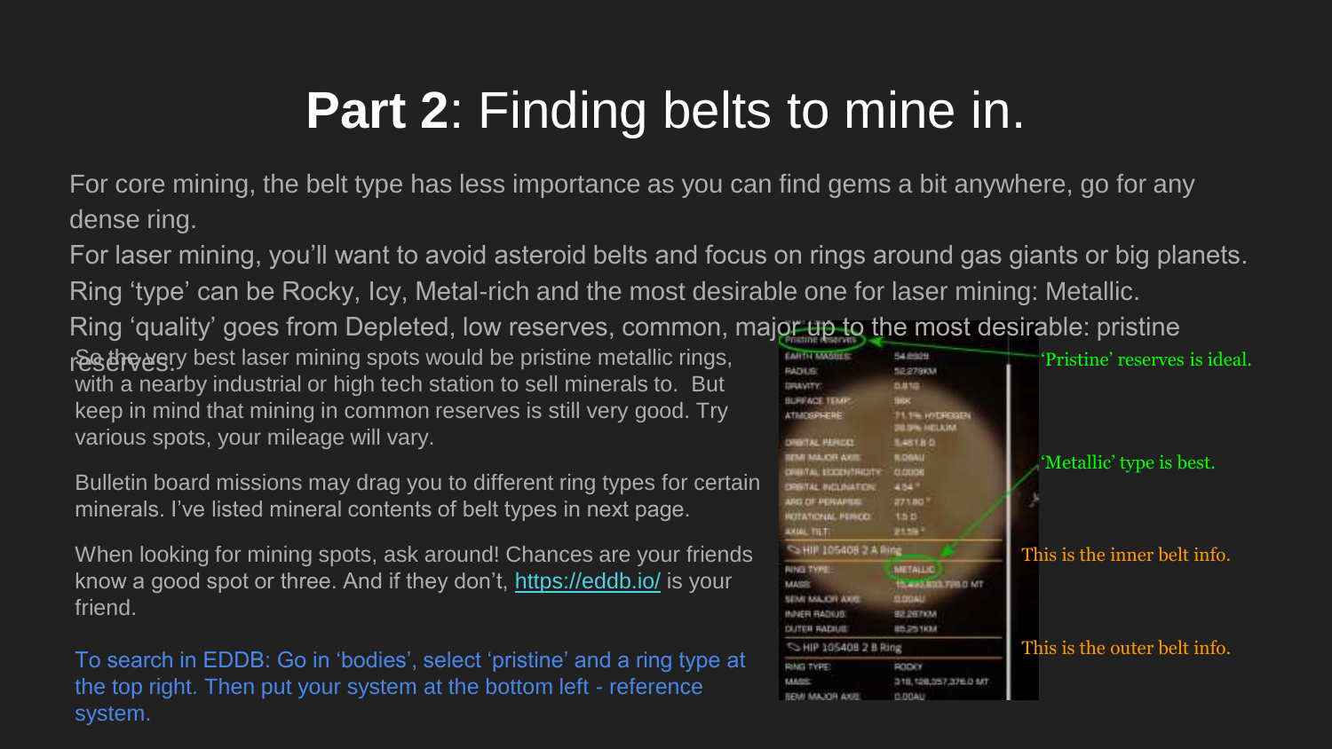# **Part 2**: Finding belts to mine in.

For core mining, the belt type has less importance as you can find gems a bit anywhere, go for any dense ring.

For laser mining, you'll want to avoid asteroid belts and focus on rings around gas giants or big planets.

Ring 'type' can be Rocky, Icy, Metal-rich and the most desirable one for laser mining: Metallic.

Ring 'quality' goes from Depleted, low reserves, common, major up to the most desirable: pristine reserves.

So the very best laser mining spots would be pristine metallic rings, with a nearby industrial or high tech station to sell minerals to. But keep in mind that mining in common reserves is still very good. Try various spots, your mileage will vary.

Bulletin board missions may drag you to different ring types for certain minerals. I've listed mineral contents of belt types in next page.

When looking for mining spots, ask around! Chances are your friends know a good spot or three. And if they don't, https://eddb.io/ is your friend.

To search in EDDB: Go in 'bodies', select 'pristine' and a ring type at the top right. Then put your system at the bottom left - reference system.

'Pristine' reserves is ideal.

'Metallic' type is best.

This is the inner belt info.

This is the outer belt info.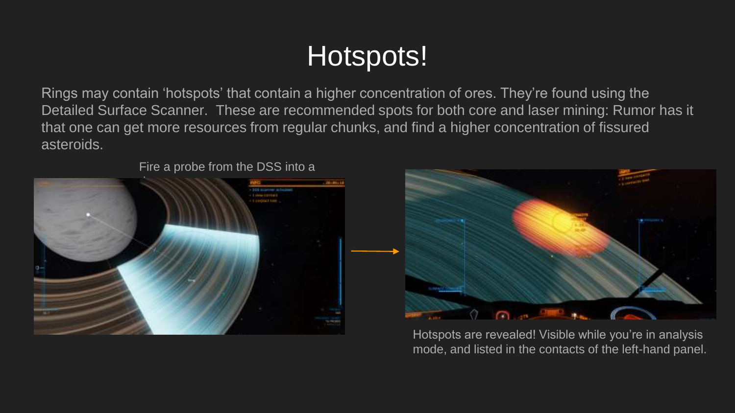# Hotspots!

Rings may contain 'hotspots' that contain a higher concentration of ores. They're found using the Detailed Surface Scanner. These are recommended spots for both core and laser mining: Rumor has it that one can get more resources from regular chunks, and find a higher concentration of fissured asteroids.

Fire a probe from the DSS into a

Hotspots are revealed! Visible while you're in analysis mode, and listed in the contacts of the left-hand panel.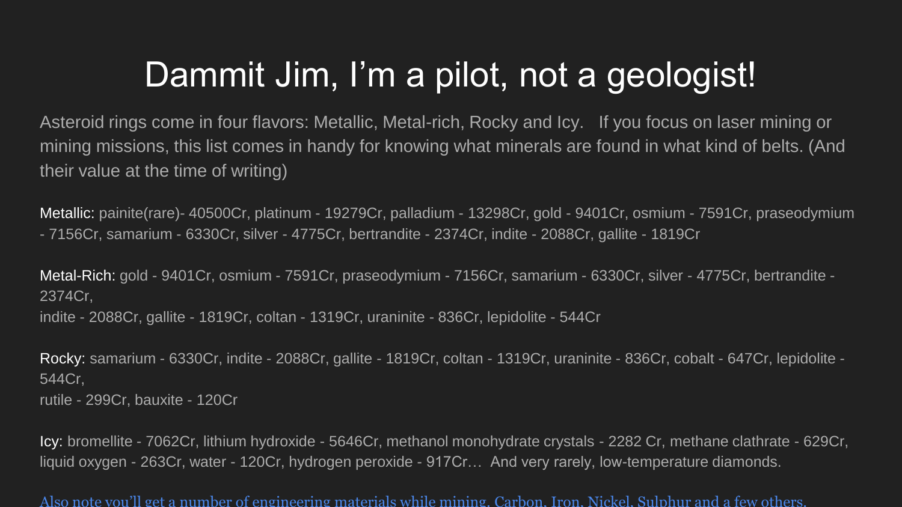# Dammit Jim, I'm a pilot, not a geologist!

Asteroid rings come in four flavors: Metallic, Metal-rich, Rocky and Icy. If you focus on laser mining or mining missions, this list comes in handy for knowing what minerals are found in what kind of belts. (And their value at the time of writing)

Metallic: painite(rare)- 40500Cr, platinum - 19279Cr, palladium - 13298Cr, gold - 9401Cr, osmium - 7591Cr, praseodymium - 7156Cr, samarium - 6330Cr, silver - 4775Cr, bertrandite - 2374Cr, indite - 2088Cr, gallite - 1819Cr

Metal-Rich: gold - 9401Cr, osmium - 7591Cr, praseodymium - 7156Cr, samarium - 6330Cr, silver - 4775Cr, bertrandite - 2374Cr,
indite - 2088Cr, gallite - 1819Cr, coltan - 1319Cr, uraninite - 836Cr, lepidolite - 544Cr

Rocky: samarium - 6330Cr, indite - 2088Cr, gallite - 1819Cr, coltan - 1319Cr, uraninite - 836Cr, cobalt - 647Cr, lepidolite - 544Cr,
rutile - 299Cr, bauxite - 120Cr

Icy: bromellite - 7062Cr, lithium hydroxide - 5646Cr, methanol monohydrate crystals - 2282 Cr, methane clathrate - 629Cr, liquid oxygen - 263Cr, water - 120Cr, hydrogen peroxide - 917Cr… And very rarely, low-temperature diamonds.

Also note you'll get a number of engineering materials while mining. Carbon, Iron, Nickel, Sulphur and a few others.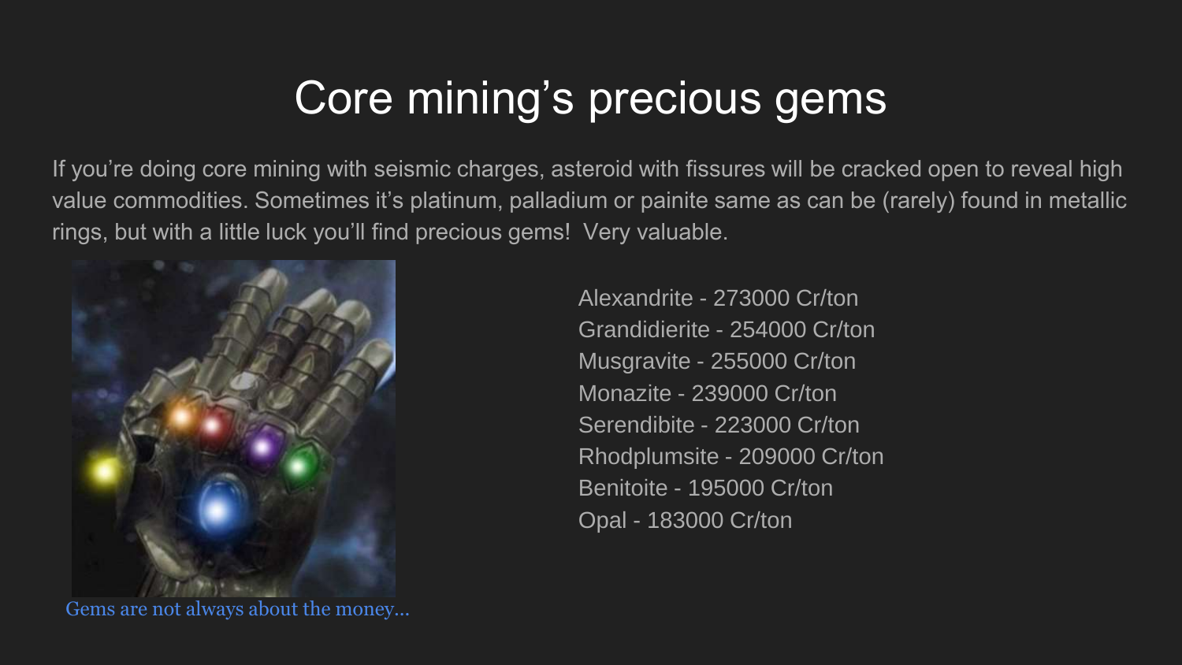# Core mining's precious gems

If you're doing core mining with seismic charges, asteroid with fissures will be cracked open to reveal high value commodities. Sometimes it's platinum, palladium or painite same as can be (rarely) found in metallic rings, but with a little luck you'll find precious gems!  Very valuable.

Gems are not always about the money...

- Alexandrite - 273000 Cr/ton
- Grandidierite - 254000 Cr/ton
- Musgravite - 255000 Cr/ton
- Monazite - 239000 Cr/ton
- Serendibite - 223000 Cr/ton
- Rhodplumsite - 209000 Cr/ton
- Benitoite - 195000 Cr/ton
- Opal - 183000 Cr/ton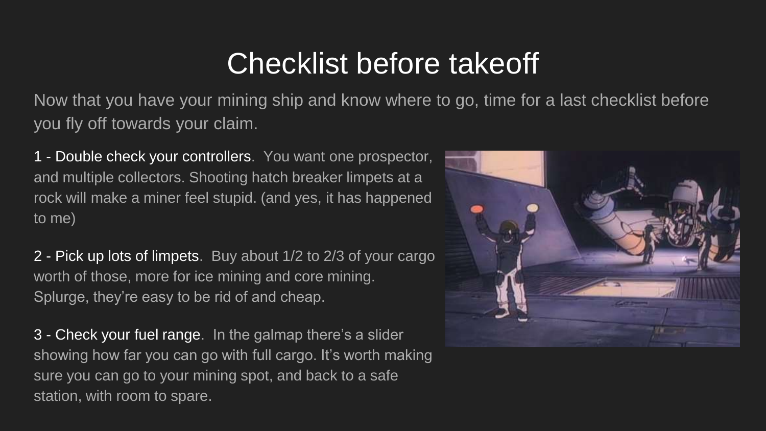# Checklist before takeoff

Now that you have your mining ship and know where to go, time for a last checklist before you fly off towards your claim.

1 - Double check your controllers. You want one prospector, and multiple collectors. Shooting hatch breaker limpets at a rock will make a miner feel stupid. (and yes, it has happened to me)

2 - Pick up lots of limpets. Buy about 1/2 to 2/3 of your cargo worth of those, more for ice mining and core mining. Splurge, they're easy to be rid of and cheap.

3 - Check your fuel range. In the galmap there's a slider showing how far you can go with full cargo. It's worth making sure you can go to your mining spot, and back to a safe station, with room to spare.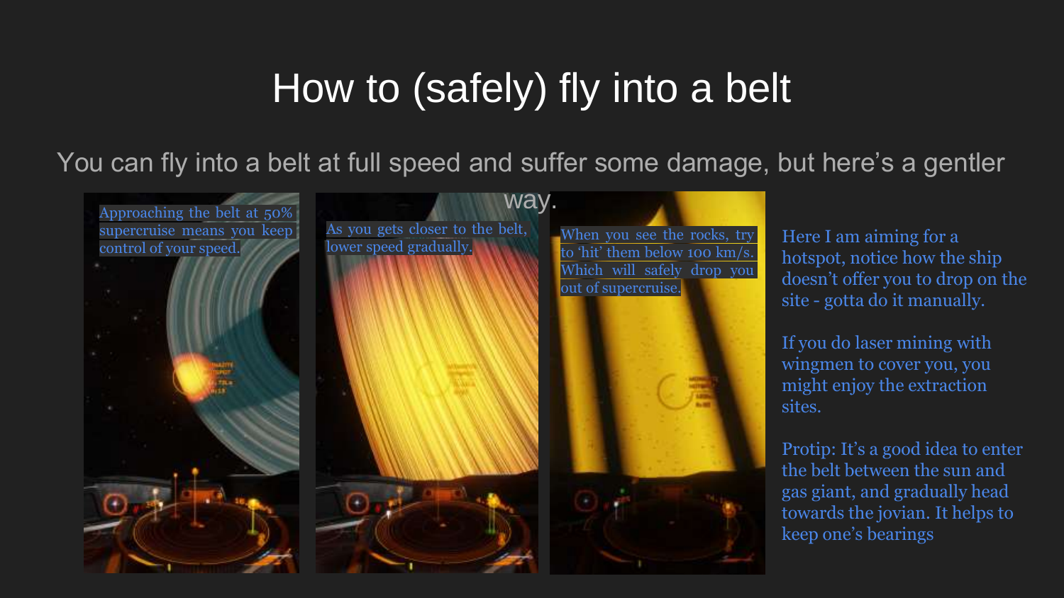# How to (safely) fly into a belt

You can fly into a belt at full speed and suffer some damage, but here's a gentler way.

Approaching the belt at 50% supercruise means you keep control of your speed.

As you gets closer to the belt, lower speed gradually.

When you see the rocks, try to 'hit' them below 100 km/s. Which will safely drop you out of supercruise.

Here I am aiming for a hotspot, notice how the ship doesn't offer you to drop on the site - gotta do it manually.

If you do laser mining with wingmen to cover you, you might enjoy the extraction sites.

Protip: It's a good idea to enter the belt between the sun and gas giant, and gradually head towards the jovian. It helps to keep one's bearings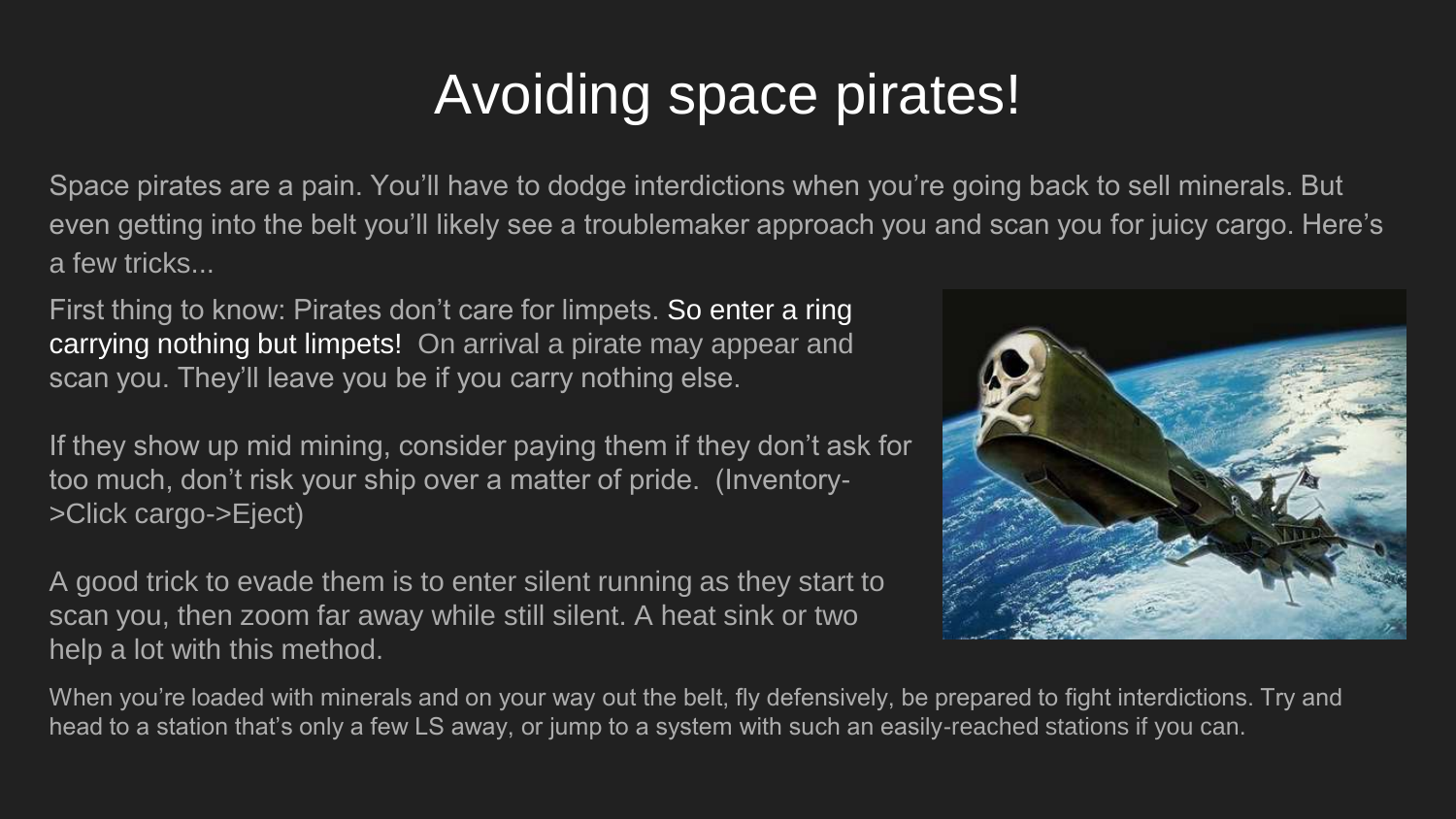# Avoiding space pirates!

Space pirates are a pain. You'll have to dodge interdictions when you're going back to sell minerals. But even getting into the belt you'll likely see a troublemaker approach you and scan you for juicy cargo. Here's a few tricks...

First thing to know: Pirates don't care for limpets. So enter a ring carrying nothing but limpets! On arrival a pirate may appear and scan you. They'll leave you be if you carry nothing else.

If they show up mid mining, consider paying them if they don't ask for too much, don't risk your ship over a matter of pride. (Inventory->Click cargo->Eject)

A good trick to evade them is to enter silent running as they start to scan you, then zoom far away while still silent. A heat sink or two help a lot with this method.

When you're loaded with minerals and on your way out the belt, fly defensively, be prepared to fight interdictions. Try and head to a station that's only a few LS away, or jump to a system with such an easily-reached stations if you can.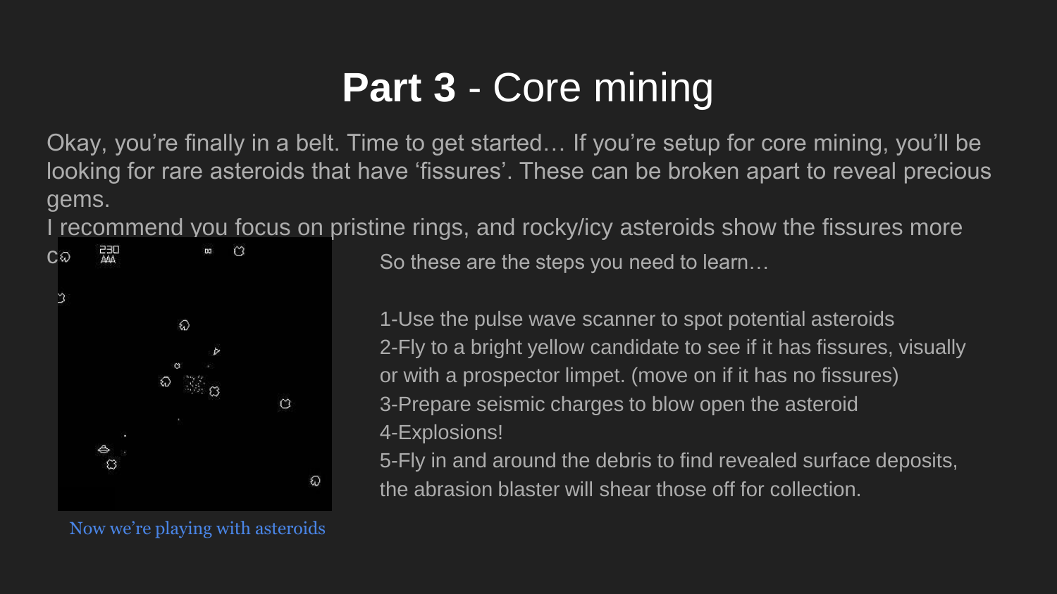# **Part 3** - Core mining

Okay, you're finally in a belt. Time to get started… If you're setup for core mining, you'll be looking for rare asteroids that have 'fissures'. These can be broken apart to reveal precious gems.

I recommend you focus on pristine rings, and rocky/icy asteroids show the fissures more c

Now we're playing with asteroids

So these are the steps you need to learn…

1-Use the pulse wave scanner to spot potential asteroids
2-Fly to a bright yellow candidate to see if it has fissures, visually or with a prospector limpet. (move on if it has no fissures)
3-Prepare seismic charges to blow open the asteroid
4-Explosions!
5-Fly in and around the debris to find revealed surface deposits, the abrasion blaster will shear those off for collection.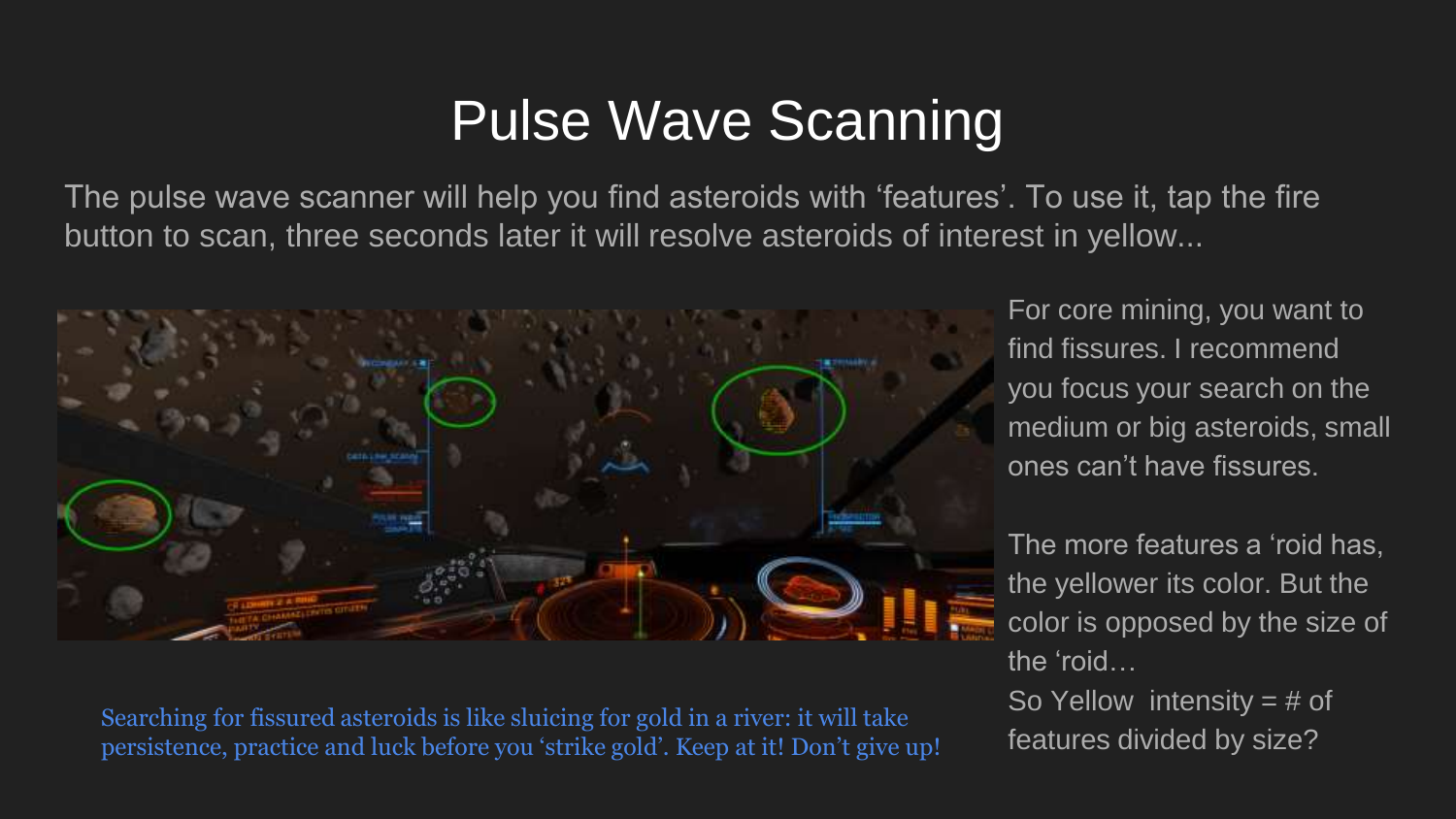# Pulse Wave Scanning

The pulse wave scanner will help you find asteroids with 'features'. To use it, tap the fire button to scan, three seconds later it will resolve asteroids of interest in yellow...

For core mining, you want to find fissures. I recommend you focus your search on the medium or big asteroids, small ones can't have fissures.

The more features a 'roid has, the yellower its color. But the color is opposed by the size of the 'roid…

So Yellow intensity = # of features divided by size?

Searching for fissured asteroids is like sluicing for gold in a river: it will take persistence, practice and luck before you 'strike gold'. Keep at it! Don't give up!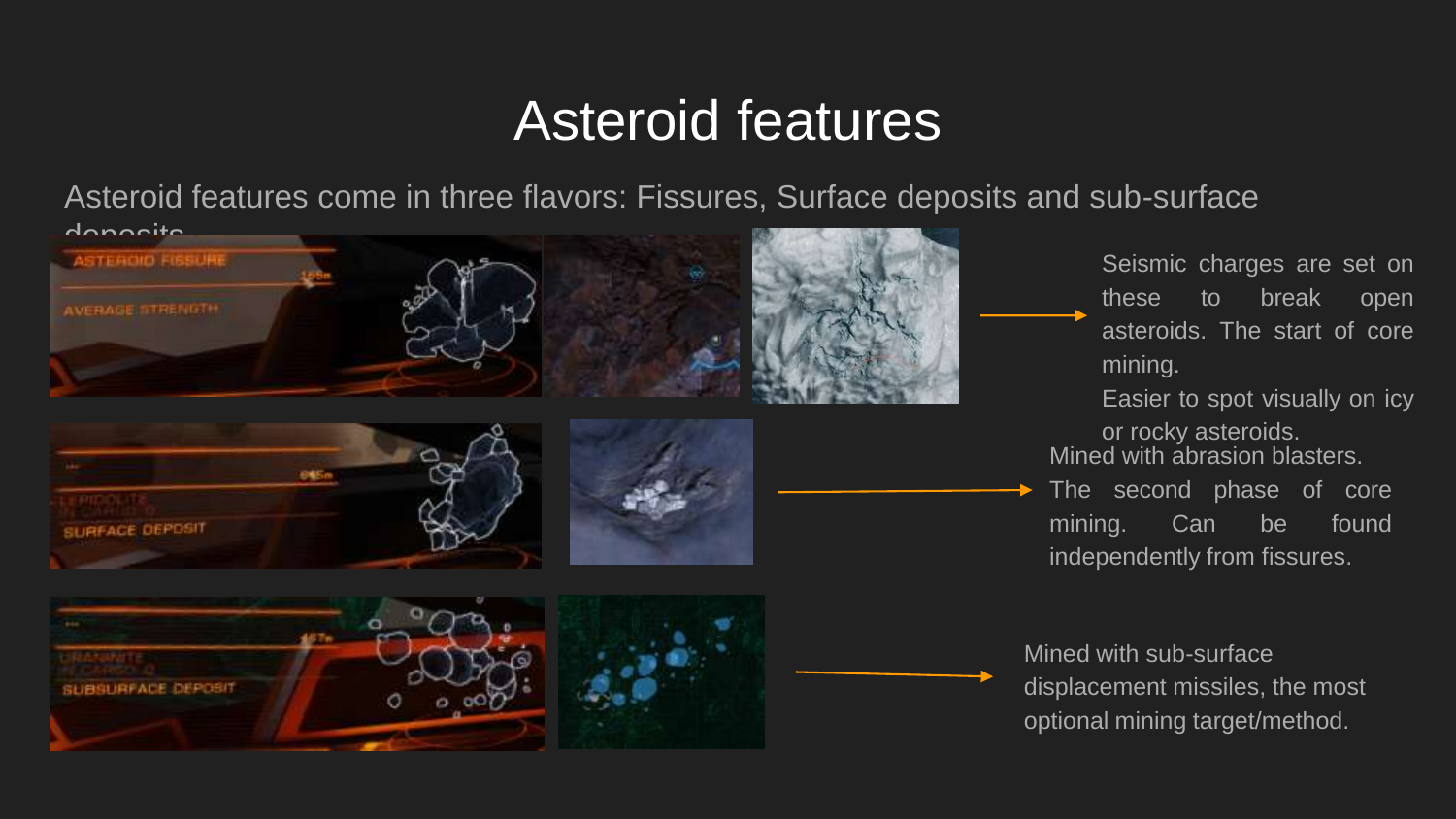# Asteroid features

Asteroid features come in three flavors: Fissures, Surface deposits and sub-surface deposits.

Seismic charges are set on these to break open asteroids. The start of core mining.

Easier to spot visually on icy or rocky asteroids.

Mined with abrasion blasters. The second phase of core mining. Can be found independently from fissures.

Mined with sub-surface displacement missiles, the most optional mining target/method.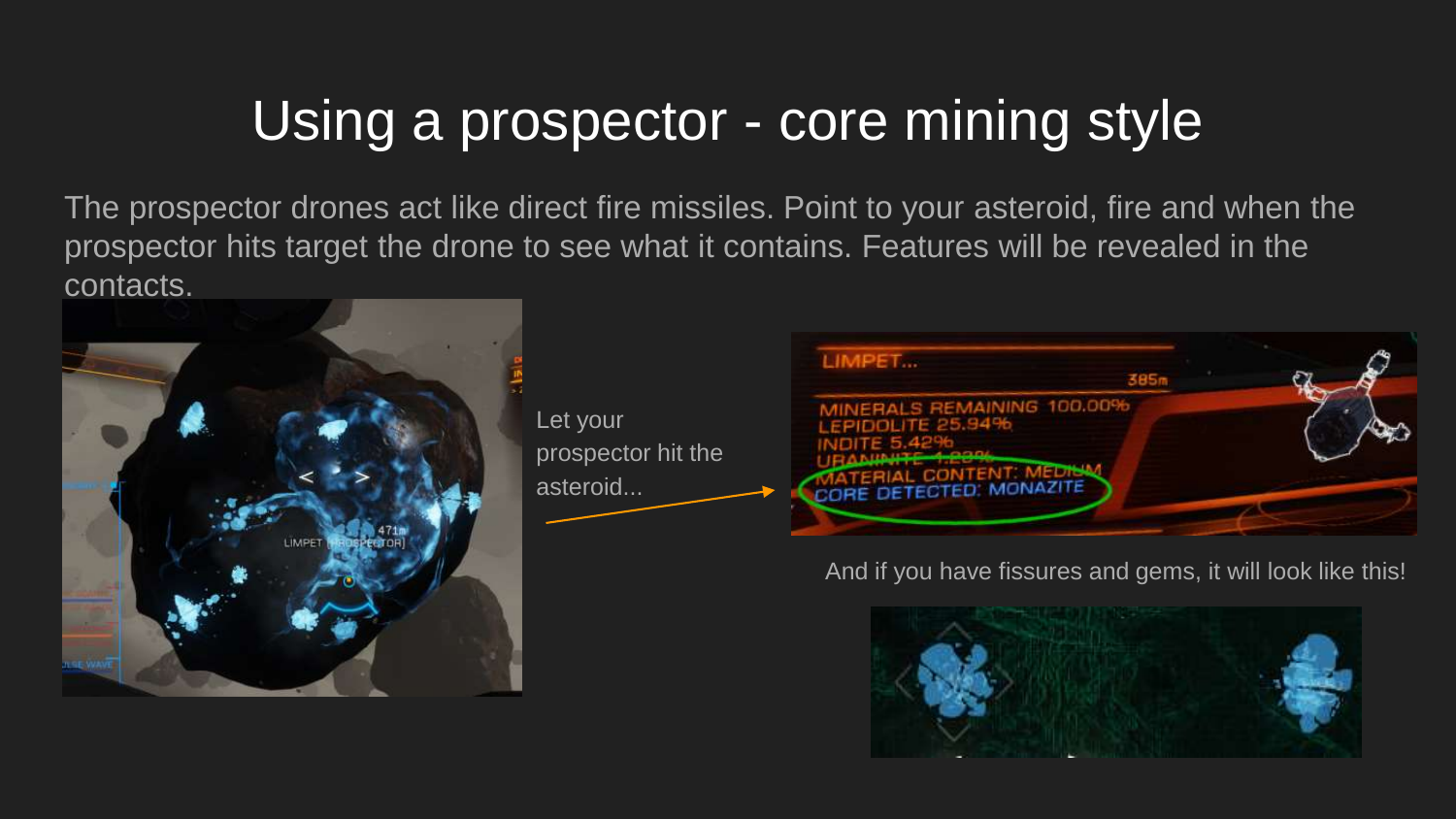# Using a prospector - core mining style

The prospector drones act like direct fire missiles. Point to your asteroid, fire and when the prospector hits target the drone to see what it contains. Features will be revealed in the contacts.

Let your prospector hit the asteroid...

And if you have fissures and gems, it will look like this!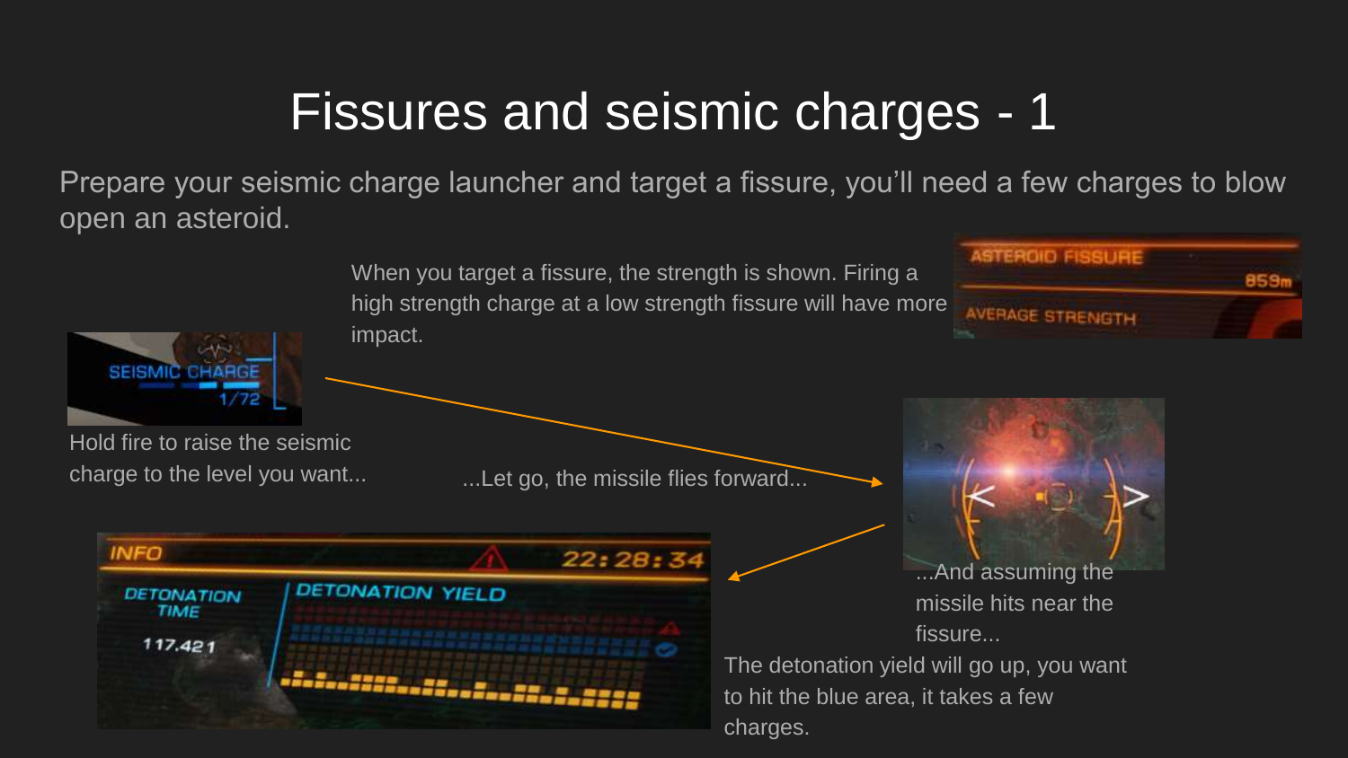# Fissures and seismic charges - 1

Prepare your seismic charge launcher and target a fissure, you'll need a few charges to blow open an asteroid.

When you target a fissure, the strength is shown. Firing a high strength charge at a low strength fissure will have more impact.

Hold fire to raise the seismic charge to the level you want...

...Let go, the missile flies forward...

...And assuming the missile hits near the fissure...

The detonation yield will go up, you want to hit the blue area, it takes a few charges.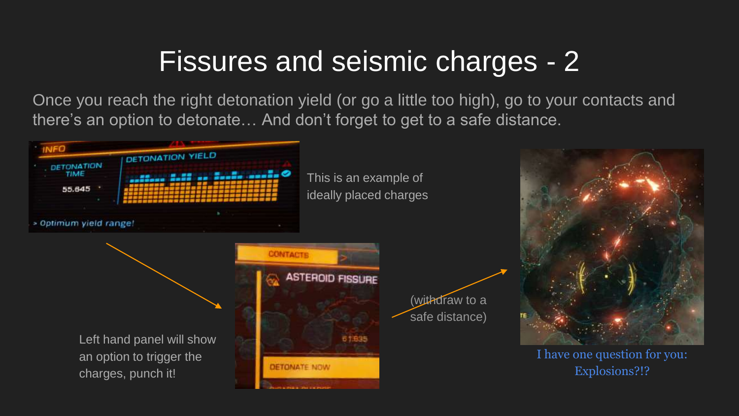# Fissures and seismic charges - 2

Once you reach the right detonation yield (or go a little too high), go to your contacts and there's an option to detonate… And don't forget to get to a safe distance.

This is an example of ideally placed charges

Left hand panel will show an option to trigger the charges, punch it!

(withdraw to a safe distance)

I have one question for you: Explosions?!?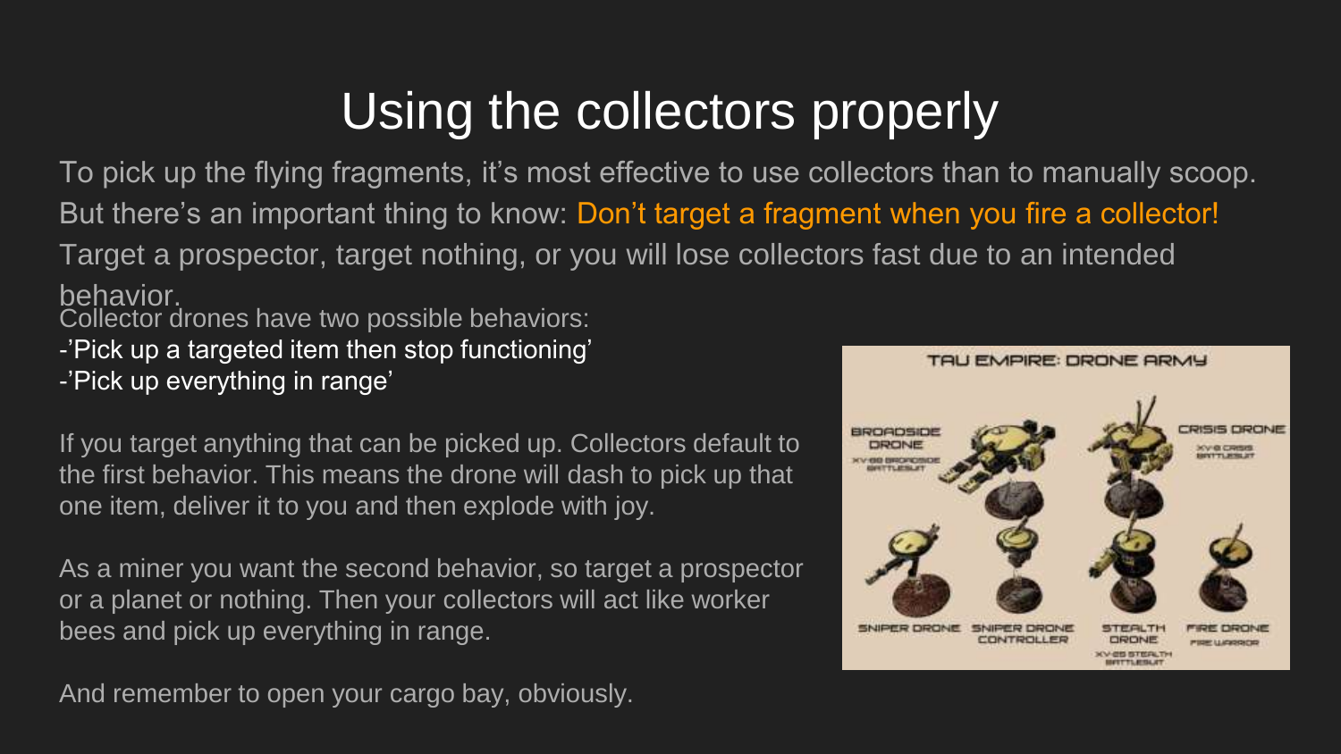# Using the collectors properly

To pick up the flying fragments, it's most effective to use collectors than to manually scoop. But there's an important thing to know: **Don't target a fragment when you fire a collector!** Target a prospector, target nothing, or you will lose collectors fast due to an intended behavior.

Collector drones have two possible behaviors:

- 'Pick up a targeted item then stop functioning'
- 'Pick up everything in range'

If you target anything that can be picked up. Collectors default to the first behavior. This means the drone will dash to pick up that one item, deliver it to you and then explode with joy.

As a miner you want the second behavior, so target a prospector or a planet or nothing. Then your collectors will act like worker bees and pick up everything in range.

And remember to open your cargo bay, obviously.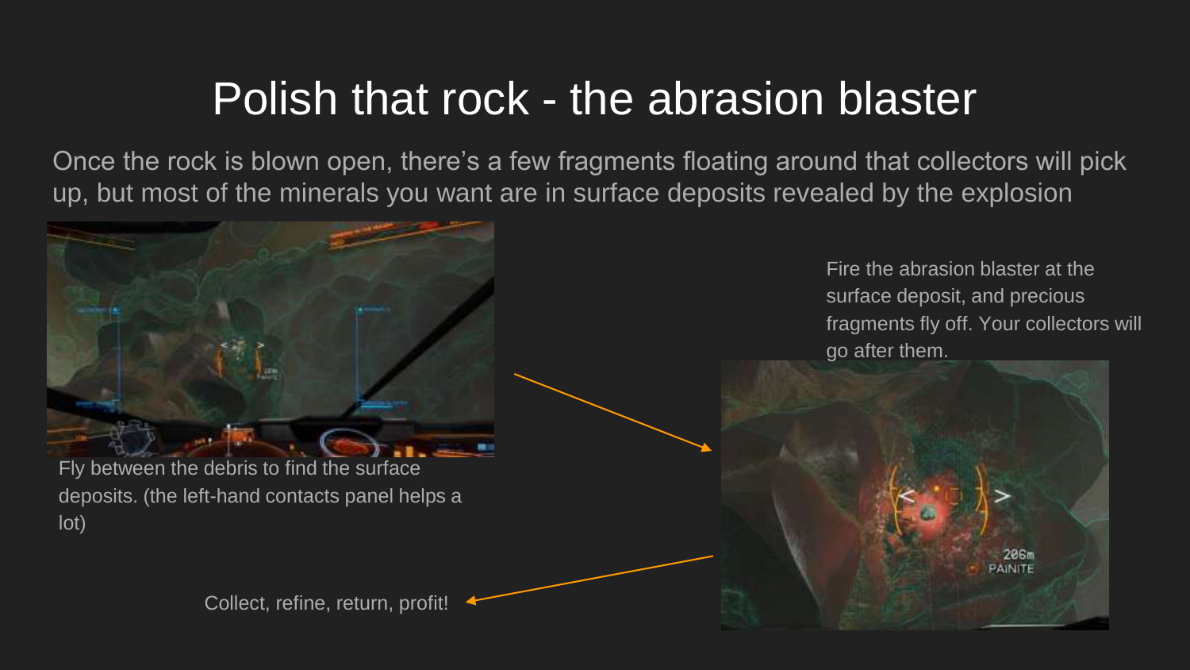# Polish that rock - the abrasion blaster

Once the rock is blown open, there's a few fragments floating around that collectors will pick up, but most of the minerals you want are in surface deposits revealed by the explosion

Fly between the debris to find the surface deposits. (the left-hand contacts panel helps a lot)

Fire the abrasion blaster at the surface deposit, and precious fragments fly off. Your collectors will go after them.

Collect, refine, return, profit!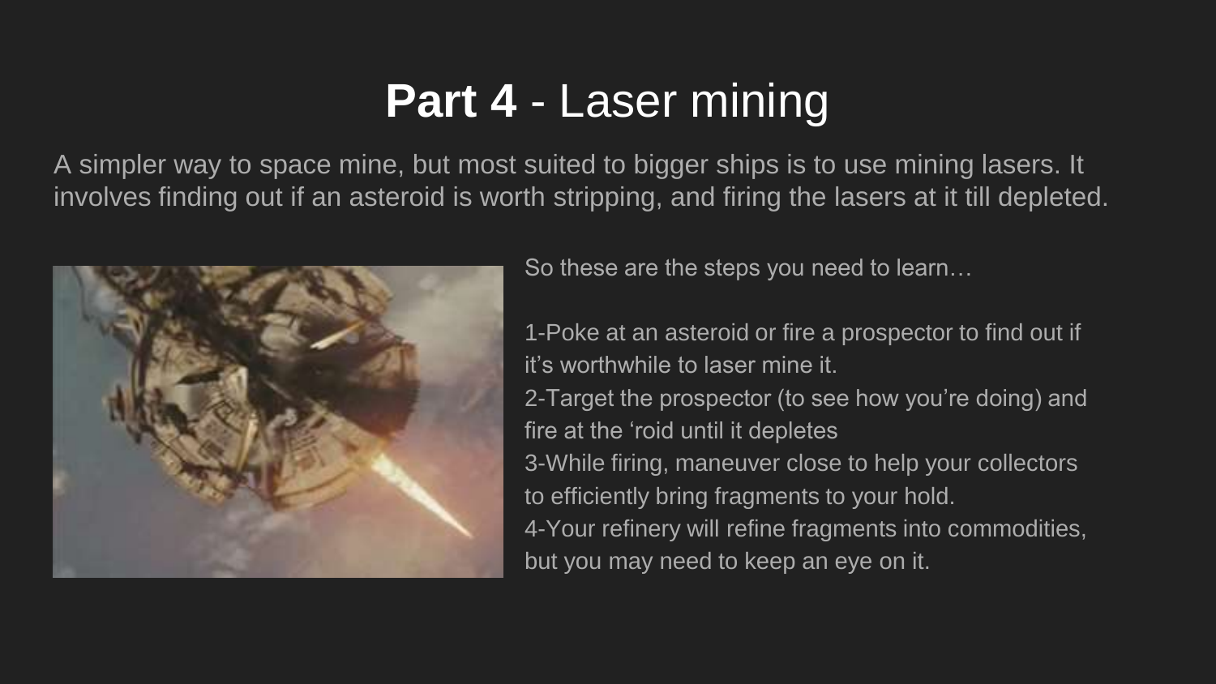# **Part 4** - Laser mining

A simpler way to space mine, but most suited to bigger ships is to use mining lasers. It involves finding out if an asteroid is worth stripping, and firing the lasers at it till depleted.

So these are the steps you need to learn…

1-Poke at an asteroid or fire a prospector to find out if it's worthwhile to laser mine it.
2-Target the prospector (to see how you're doing) and fire at the 'roid until it depletes
3-While firing, maneuver close to help your collectors to efficiently bring fragments to your hold.
4-Your refinery will refine fragments into commodities, but you may need to keep an eye on it.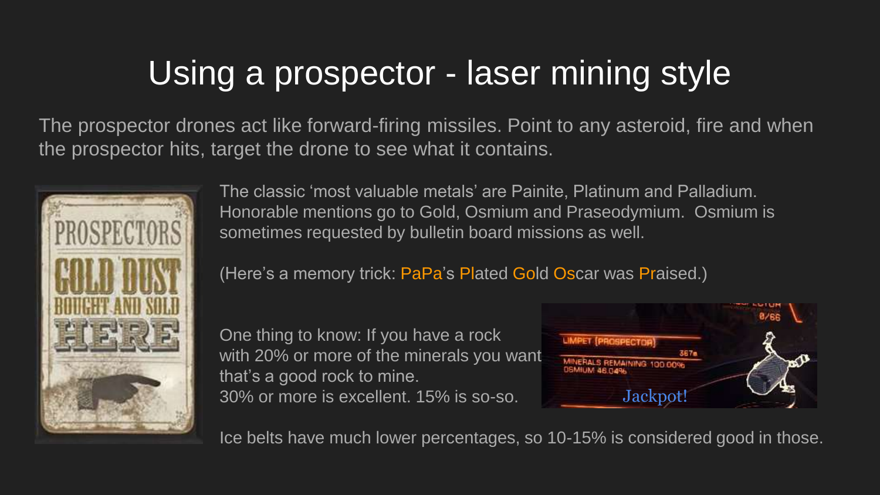# Using a prospector - laser mining style

The prospector drones act like forward-firing missiles. Point to any asteroid, fire and when the prospector hits, target the drone to see what it contains.

The classic 'most valuable metals' are Painite, Platinum and Palladium. Honorable mentions go to Gold, Osmium and Praseodymium. Osmium is sometimes requested by bulletin board missions as well.

(Here's a memory trick: PaPa's Plated Gold Oscar was Praised.)

One thing to know: If you have a rock with 20% or more of the minerals you want that's a good rock to mine.
30% or more is excellent. 15% is so-so.

Ice belts have much lower percentages, so 10-15% is considered good in those.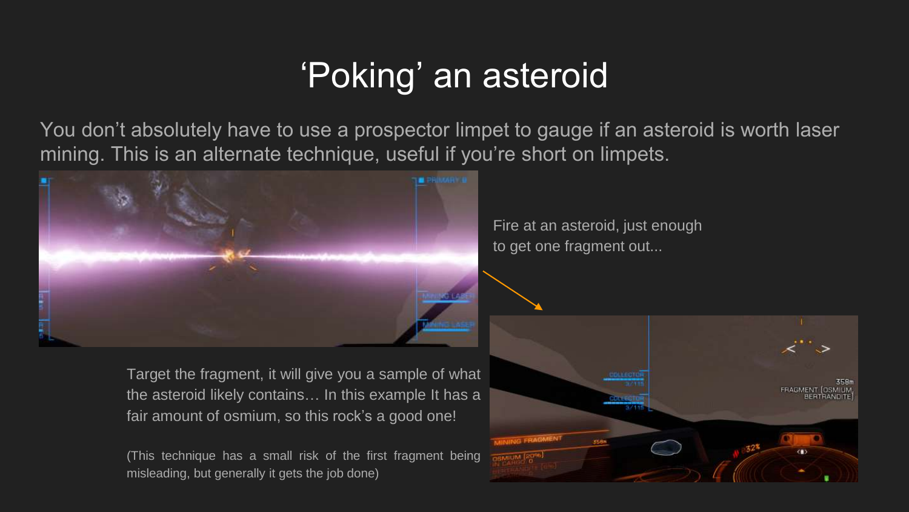# 'Poking' an asteroid

You don't absolutely have to use a prospector limpet to gauge if an asteroid is worth laser mining. This is an alternate technique, useful if you're short on limpets.

Fire at an asteroid, just enough to get one fragment out...

Target the fragment, it will give you a sample of what the asteroid likely contains… In this example It has a fair amount of osmium, so this rock's a good one!

(This technique has a small risk of the first fragment being misleading, but generally it gets the job done)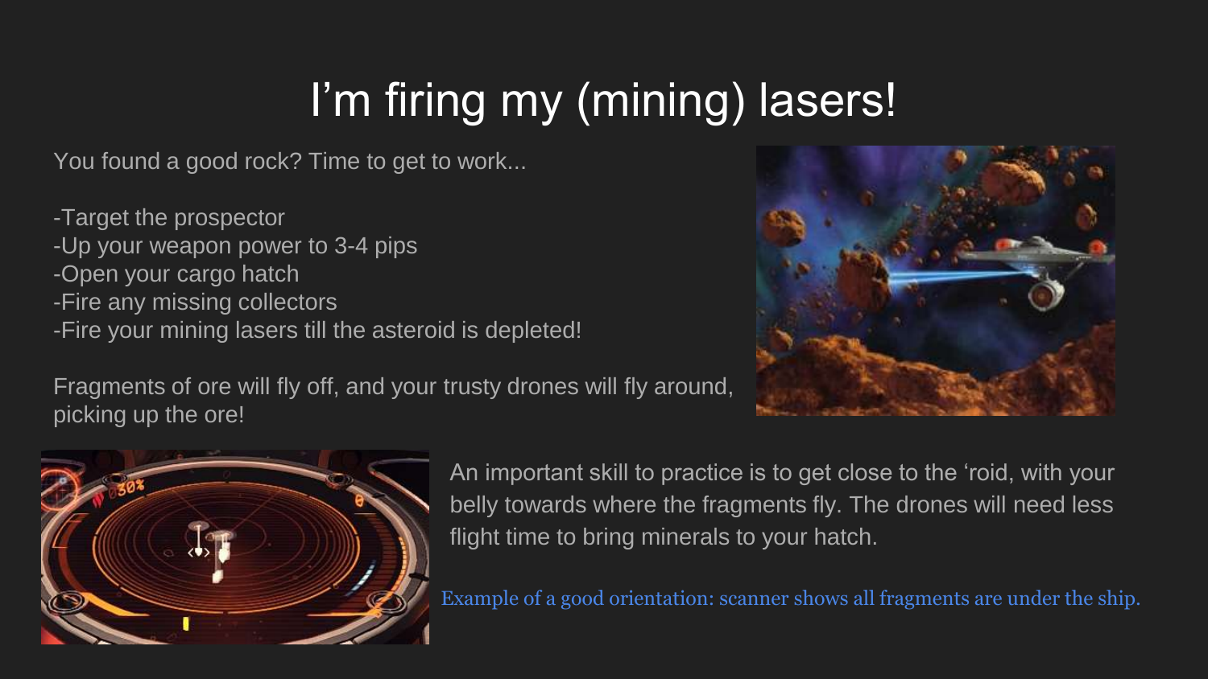# I’m firing my (mining) lasers!

You found a good rock? Time to get to work...

-Target the prospector
-Up your weapon power to 3-4 pips
-Open your cargo hatch
-Fire any missing collectors
-Fire your mining lasers till the asteroid is depleted!

Fragments of ore will fly off, and your trusty drones will fly around, picking up the ore!

An important skill to practice is to get close to the ‘roid, with your belly towards where the fragments fly. The drones will need less flight time to bring minerals to your hatch.

Example of a good orientation: scanner shows all fragments are under the ship.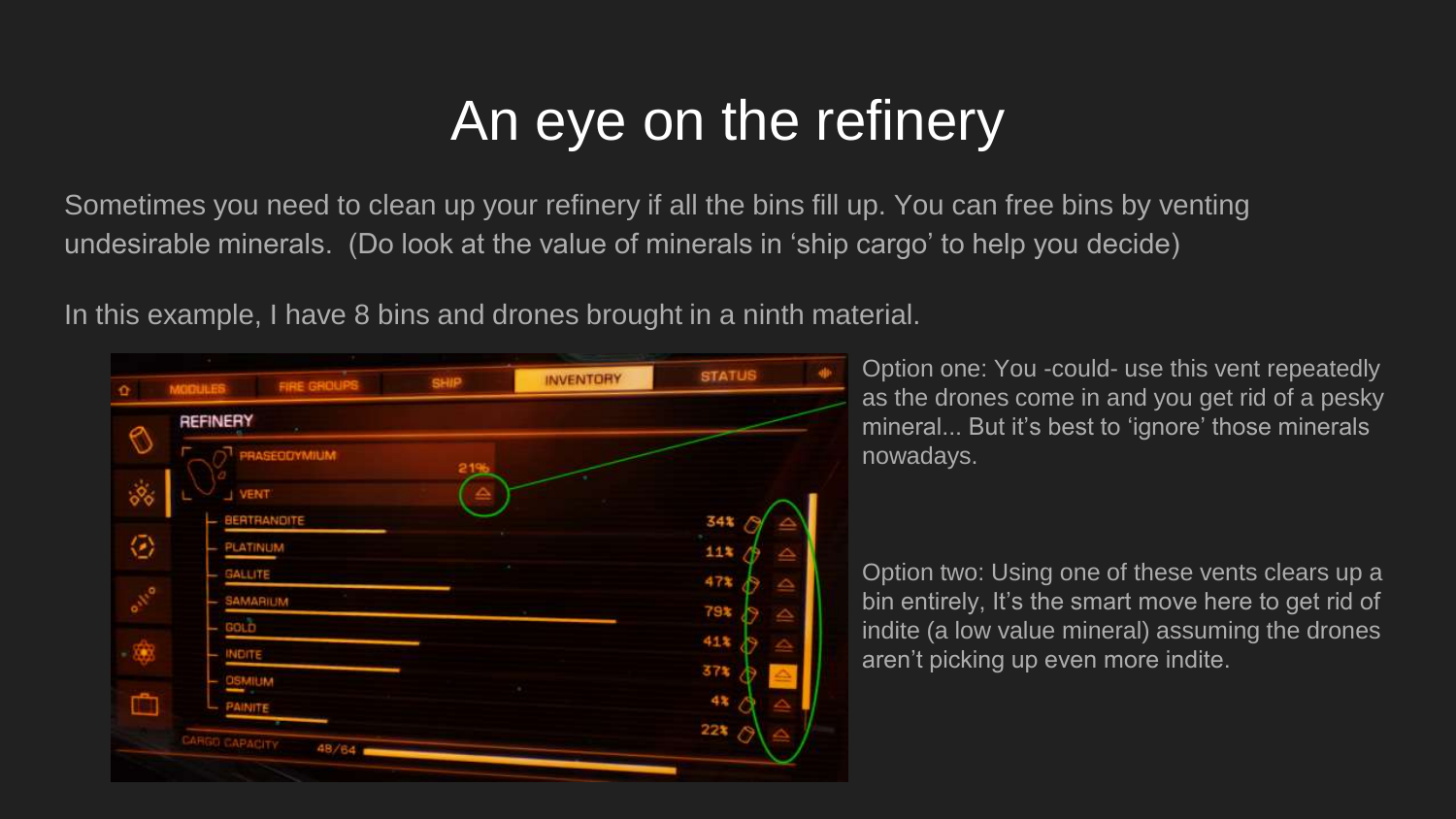# An eye on the refinery

Sometimes you need to clean up your refinery if all the bins fill up. You can free bins by venting undesirable minerals.  (Do look at the value of minerals in 'ship cargo' to help you decide)

In this example, I have 8 bins and drones brought in a ninth material.

Option one: You -could- use this vent repeatedly as the drones come in and you get rid of a pesky mineral... But it's best to 'ignore' those minerals nowadays.

Option two: Using one of these vents clears up a bin entirely, It's the smart move here to get rid of indite (a low value mineral) assuming the drones aren't picking up even more indite.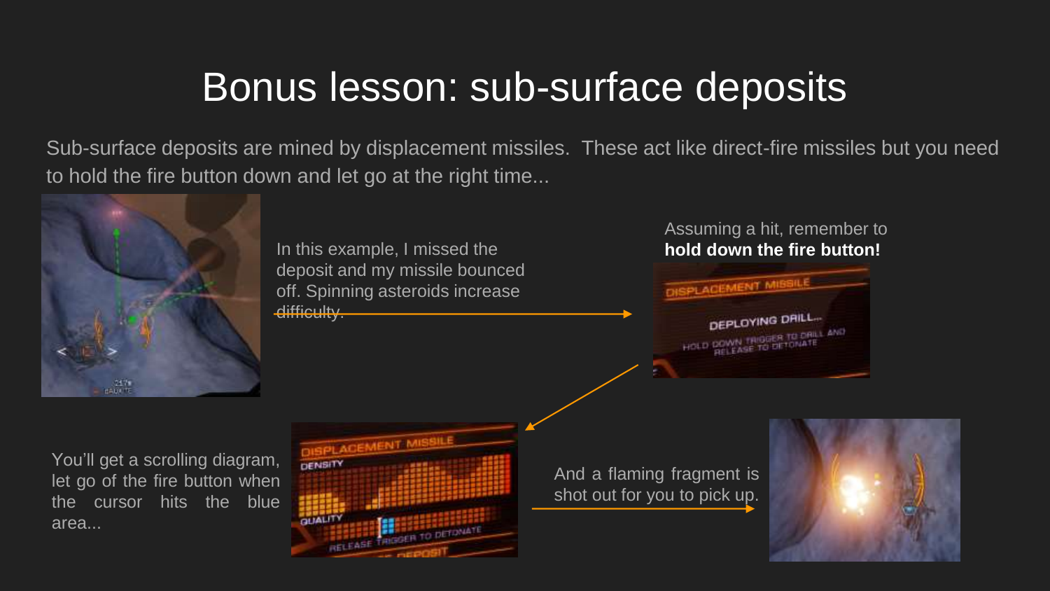# Bonus lesson: sub-surface deposits

Sub-surface deposits are mined by displacement missiles. These act like direct-fire missiles but you need to hold the fire button down and let go at the right time...

In this example, I missed the deposit and my missile bounced off. Spinning asteroids increase difficulty.

Assuming a hit, remember to **hold down the fire button!**

You'll get a scrolling diagram, let go of the fire button when the cursor hits the blue area...

And a flaming fragment is shot out for you to pick up.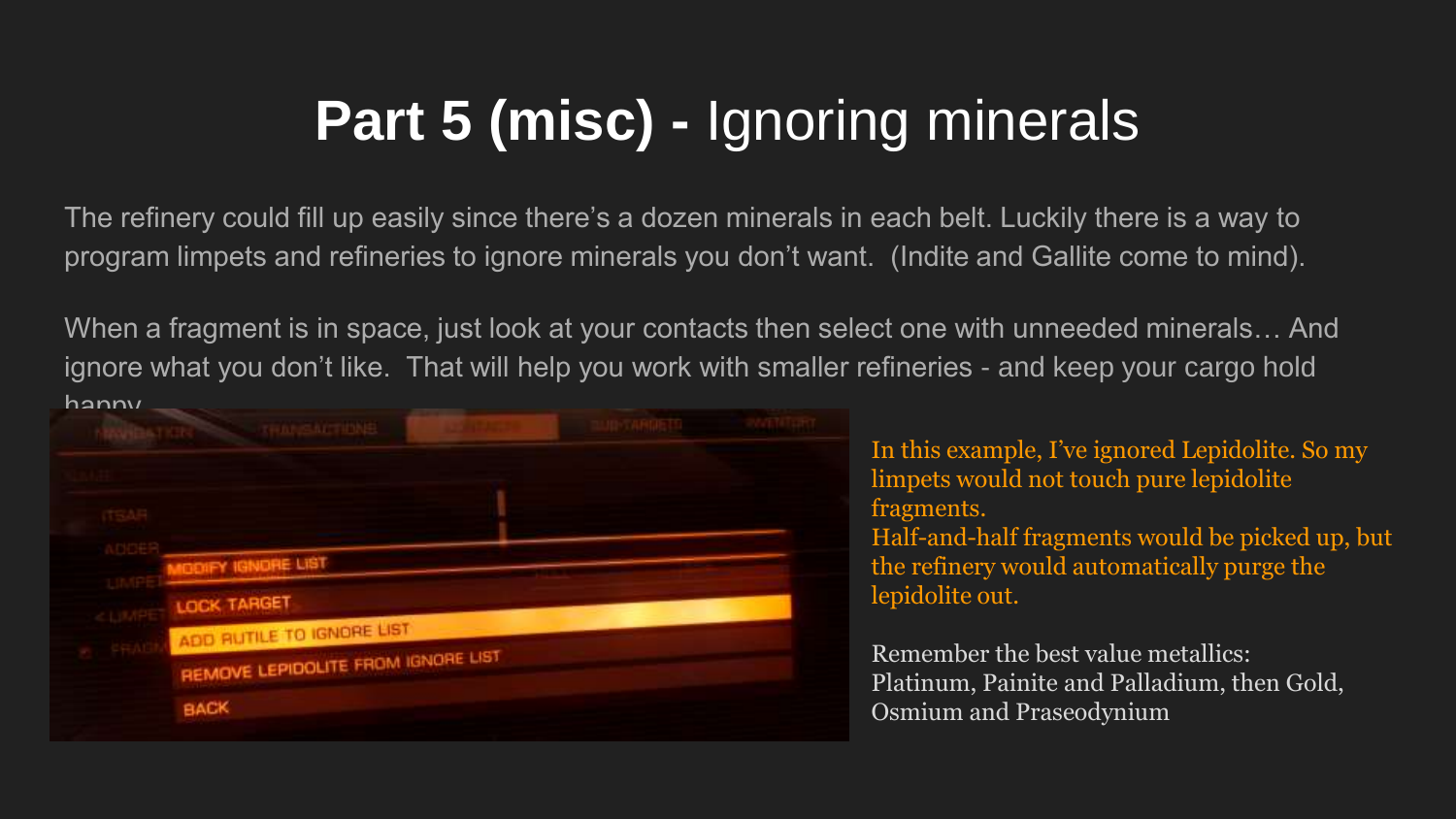# **Part 5 (misc) -** Ignoring minerals

The refinery could fill up easily since there's a dozen minerals in each belt. Luckily there is a way to program limpets and refineries to ignore minerals you don't want. (Indite and Gallite come to mind).

When a fragment is in space, just look at your contacts then select one with unneeded minerals… And ignore what you don't like. That will help you work with smaller refineries - and keep your cargo hold happy.

In this example, I've ignored Lepidolite. So my limpets would not touch pure lepidolite fragments.
Half-and-half fragments would be picked up, but the refinery would automatically purge the lepidolite out.

Remember the best value metallics:
Platinum, Painite and Palladium, then Gold, Osmium and Praseodynium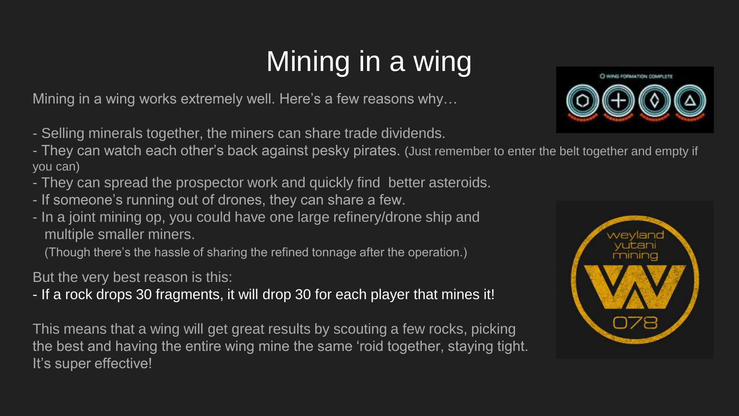# Mining in a wing

Mining in a wing works extremely well. Here's a few reasons why…

- Selling minerals together, the miners can share trade dividends.
- They can watch each other's back against pesky pirates. (Just remember to enter the belt together and empty if you can)
- They can spread the prospector work and quickly find better asteroids.
- If someone's running out of drones, they can share a few.
- In a joint mining op, you could have one large refinery/drone ship and multiple smaller miners.
  (Though there's the hassle of sharing the refined tonnage after the operation.)

But the very best reason is this:

- If a rock drops 30 fragments, it will drop 30 for each player that mines it!

This means that a wing will get great results by scouting a few rocks, picking the best and having the entire wing mine the same 'roid together, staying tight. It's super effective!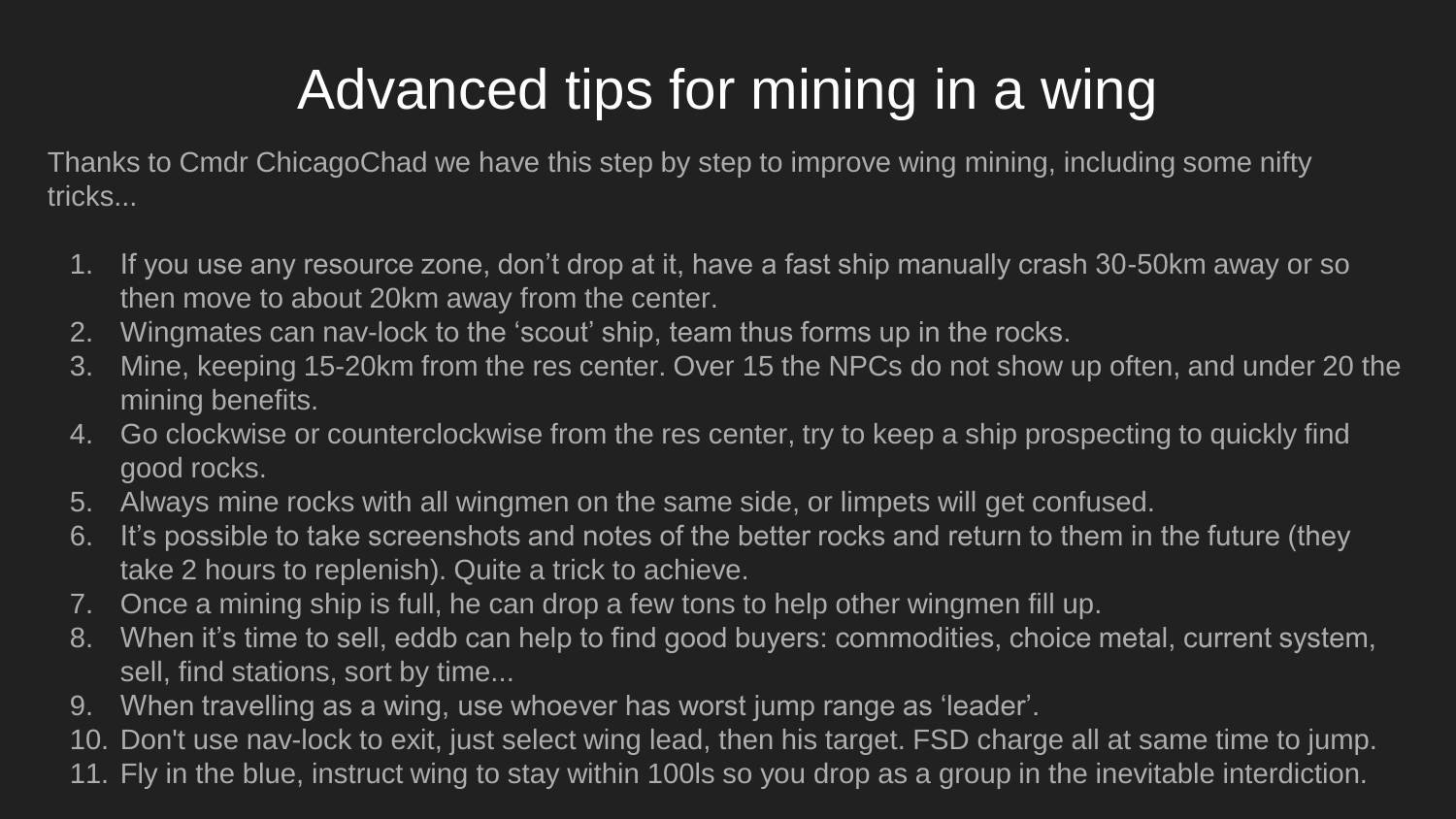# Advanced tips for mining in a wing

Thanks to Cmdr ChicagoChad we have this step by step to improve wing mining, including some nifty tricks...

1. If you use any resource zone, don’t drop at it, have a fast ship manually crash 30-50km away or so then move to about 20km away from the center.
2. Wingmates can nav-lock to the ‘scout’ ship, team thus forms up in the rocks.
3. Mine, keeping 15-20km from the res center. Over 15 the NPCs do not show up often, and under 20 the mining benefits.
4. Go clockwise or counterclockwise from the res center, try to keep a ship prospecting to quickly find good rocks.
5. Always mine rocks with all wingmen on the same side, or limpets will get confused.
6. It’s possible to take screenshots and notes of the better rocks and return to them in the future (they take 2 hours to replenish). Quite a trick to achieve.
7. Once a mining ship is full, he can drop a few tons to help other wingmen fill up.
8. When it’s time to sell, eddb can help to find good buyers: commodities, choice metal, current system, sell, find stations, sort by time...
9. When travelling as a wing, use whoever has worst jump range as ‘leader’.
10. Don't use nav-lock to exit, just select wing lead, then his target. FSD charge all at same time to jump.
11. Fly in the blue, instruct wing to stay within 100ls so you drop as a group in the inevitable interdiction.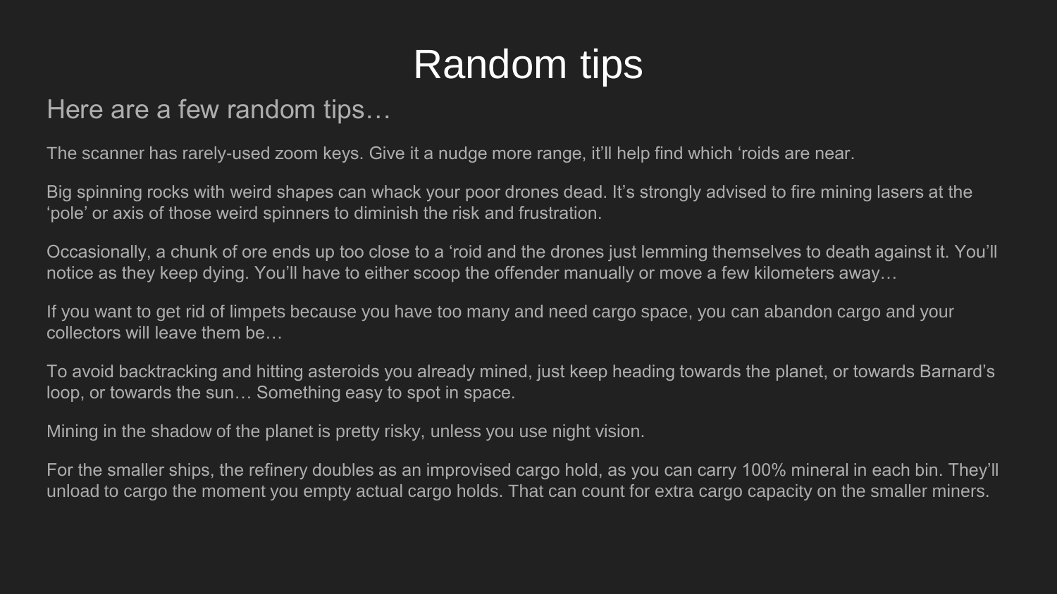# Random tips

## Here are a few random tips…

The scanner has rarely-used zoom keys. Give it a nudge more range, it'll help find which 'roids are near.

Big spinning rocks with weird shapes can whack your poor drones dead. It's strongly advised to fire mining lasers at the 'pole' or axis of those weird spinners to diminish the risk and frustration.

Occasionally, a chunk of ore ends up too close to a 'roid and the drones just lemming themselves to death against it. You'll notice as they keep dying. You'll have to either scoop the offender manually or move a few kilometers away…

If you want to get rid of limpets because you have too many and need cargo space, you can abandon cargo and your collectors will leave them be…

To avoid backtracking and hitting asteroids you already mined, just keep heading towards the planet, or towards Barnard's loop, or towards the sun… Something easy to spot in space.

Mining in the shadow of the planet is pretty risky, unless you use night vision.

For the smaller ships, the refinery doubles as an improvised cargo hold, as you can carry 100% mineral in each bin. They'll unload to cargo the moment you empty actual cargo holds. That can count for extra cargo capacity on the smaller miners.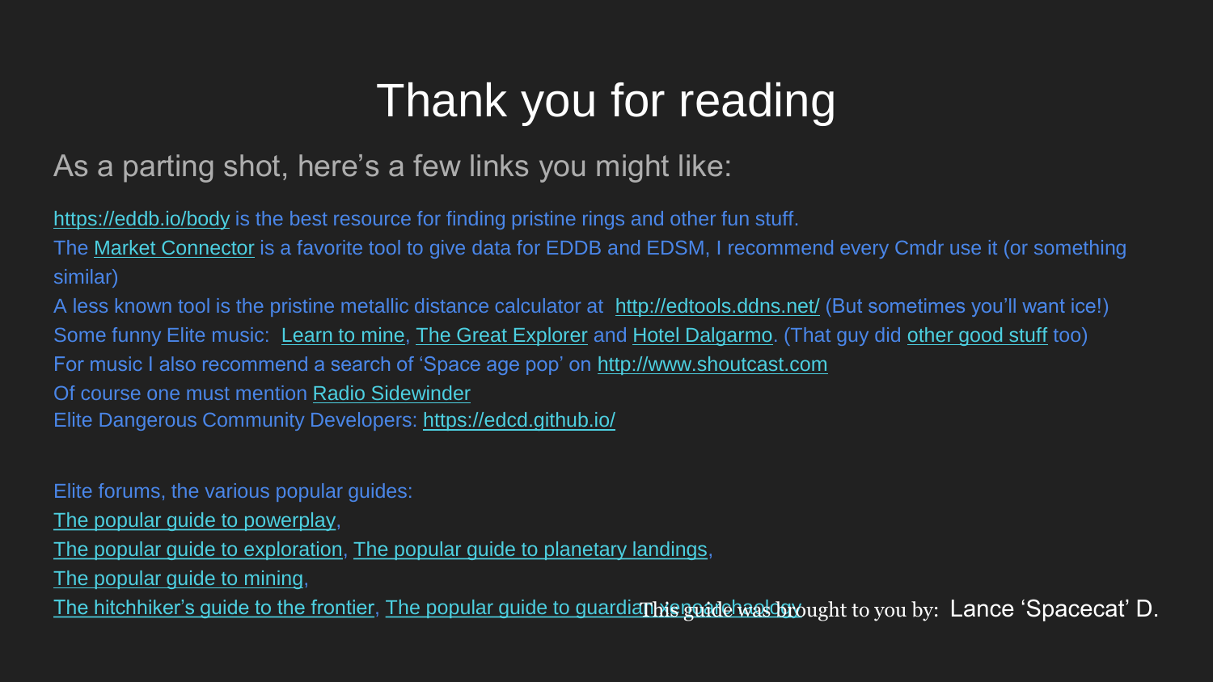# Thank you for reading

As a parting shot, here's a few links you might like:

https://eddb.io/body is the best resource for finding pristine rings and other fun stuff.
The Market Connector is a favorite tool to give data for EDDB and EDSM, I recommend every Cmdr use it (or something similar)
A less known tool is the pristine metallic distance calculator at http://edtools.ddns.net/ (But sometimes you'll want ice!)
Some funny Elite music: Learn to mine, The Great Explorer and Hotel Dalgarmo. (That guy did other good stuff too)
For music I also recommend a search of 'Space age pop' on http://www.shoutcast.com
Of course one must mention Radio Sidewinder
Elite Dangerous Community Developers: https://edcd.github.io/

Elite forums, the various popular guides:
The popular guide to powerplay,
The popular guide to exploration, The popular guide to planetary landings,
The popular guide to mining,
The hitchhiker's guide to the frontier, The popular guide to guardian xenoarchaeology

This guide was brought to you by: Lance 'Spacecat' D.